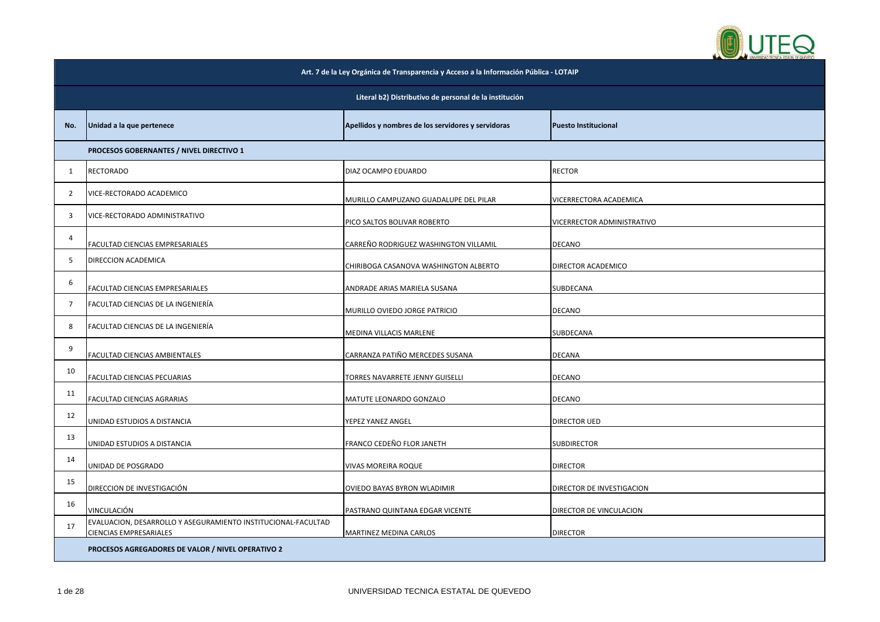| Art. 7 de la Ley Orgánica de Transparencia y Acceso a la Información Pública - LOTAIP | | | |
|---|---|---|---|
| **Literal b2) Distributivo de personal de la institución** | | | |
| **No.** | **Unidad a la que pertenece** | **Apellidos y nombres de los servidores y servidoras** | **Puesto Institucional** |
| | **PROCESOS GOBERNANTES / NIVEL DIRECTIVO 1** | | |
| 1 | RECTORADO | DIAZ OCAMPO EDUARDO | RECTOR |
| 2 | VICE-RECTORADO ACADEMICO | MURILLO CAMPUZANO GUADALUPE DEL PILAR | VICERRECTORA ACADEMICA |
| 3 | VICE-RECTORADO ADMINISTRATIVO | PICO SALTOS BOLIVAR ROBERTO | VICERRECTOR ADMINISTRATIVO |
| 4 | FACULTAD CIENCIAS EMPRESARIALES | CARREÑO RODRIGUEZ WASHINGTON VILLAMIL | DECANO |
| 5 | DIRECCION ACADEMICA | CHIRIBOGA CASANOVA WASHINGTON ALBERTO | DIRECTOR ACADEMICO |
| 6 | FACULTAD CIENCIAS EMPRESARIALES | ANDRADE ARIAS MARIELA SUSANA | SUBDECANA |
| 7 | FACULTAD CIENCIAS DE LA INGENIERÍA | MURILLO OVIEDO JORGE PATRICIO | DECANO |
| 8 | FACULTAD CIENCIAS DE LA INGENIERÍA | MEDINA VILLACIS MARLENE | SUBDECANA |
| 9 | FACULTAD CIENCIAS AMBIENTALES | CARRANZA PATIÑO MERCEDES SUSANA | DECANA |
| 10 | FACULTAD CIENCIAS PECUARIAS | TORRES NAVARRETE JENNY GUISELLI | DECANO |
| 11 | FACULTAD CIENCIAS AGRARIAS | MATUTE LEONARDO GONZALO | DECANO |
| 12 | UNIDAD ESTUDIOS A DISTANCIA | YEPEZ YANEZ ANGEL | DIRECTOR UED |
| 13 | UNIDAD ESTUDIOS A DISTANCIA | FRANCO CEDEÑO FLOR JANETH | SUBDIRECTOR |
| 14 | UNIDAD DE POSGRADO | VIVAS MOREIRA ROQUE | DIRECTOR |
| 15 | DIRECCION DE INVESTIGACIÓN | OVIEDO BAYAS BYRON WLADIMIR | DIRECTOR DE INVESTIGACION |
| 16 | VINCULACIÓN | PASTRANO QUINTANA EDGAR VICENTE | DIRECTOR DE VINCULACION |
| 17 | EVALUACION, DESARROLLO Y ASEGURAMIENTO INSTITUCIONAL-FACULTAD CIENCIAS EMPRESARIALES | MARTINEZ MEDINA CARLOS | DIRECTOR |
| | **PROCESOS AGREGADORES DE VALOR / NIVEL OPERATIVO 2** | | |

UNIVERSIDAD TECNICA ESTATAL DE QUEVEDO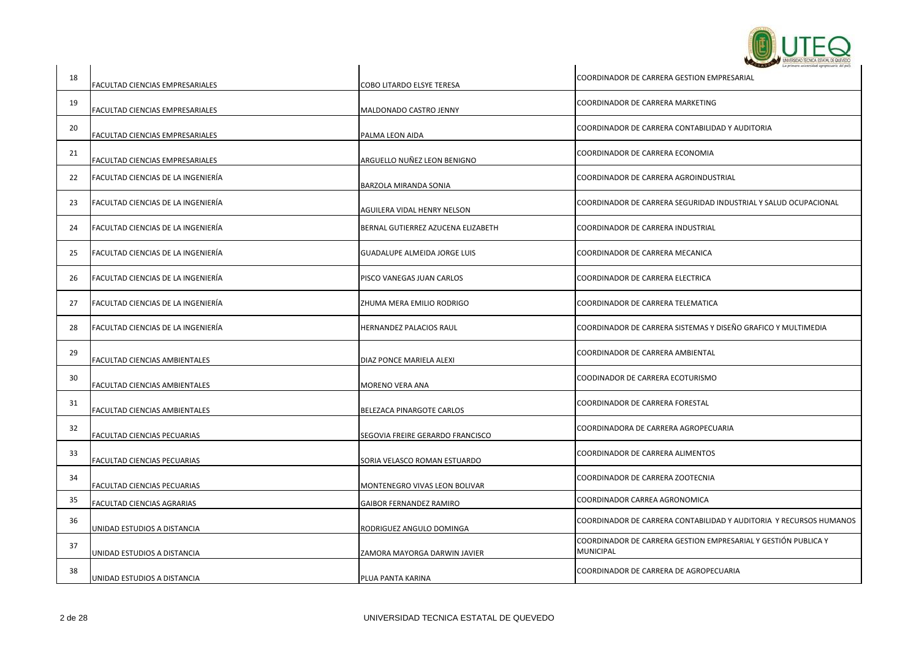| 18 | FACULTAD CIENCIAS EMPRESARIALES | COBO LITARDO ELSYE TERESA | COORDINADOR DE CARRERA GESTION EMPRESARIAL |
|---|---|---|---|
| 19 | FACULTAD CIENCIAS EMPRESARIALES | MALDONADO CASTRO JENNY | COORDINADOR DE CARRERA MARKETING |
| 20 | FACULTAD CIENCIAS EMPRESARIALES | PALMA LEON AIDA | COORDINADOR DE CARRERA CONTABILIDAD Y AUDITORIA |
| 21 | FACULTAD CIENCIAS EMPRESARIALES | ARGUELLO NUÑEZ LEON BENIGNO | COORDINADOR DE CARRERA ECONOMIA |
| 22 | FACULTAD CIENCIAS DE LA INGENIERÍA | BARZOLA MIRANDA SONIA | COORDINADOR DE CARRERA AGROINDUSTRIAL |
| 23 | FACULTAD CIENCIAS DE LA INGENIERÍA | AGUILERA VIDAL HENRY NELSON | COORDINADOR DE CARRERA SEGURIDAD INDUSTRIAL Y SALUD OCUPACIONAL |
| 24 | FACULTAD CIENCIAS DE LA INGENIERÍA | BERNAL GUTIERREZ AZUCENA ELIZABETH | COORDINADOR DE CARRERA INDUSTRIAL |
| 25 | FACULTAD CIENCIAS DE LA INGENIERÍA | GUADALUPE ALMEIDA JORGE LUIS | COORDINADOR DE CARRERA MECANICA |
| 26 | FACULTAD CIENCIAS DE LA INGENIERÍA | PISCO VANEGAS JUAN CARLOS | COORDINADOR DE CARRERA ELECTRICA |
| 27 | FACULTAD CIENCIAS DE LA INGENIERÍA | ZHUMA MERA EMILIO RODRIGO | COORDINADOR DE CARRERA TELEMATICA |
| 28 | FACULTAD CIENCIAS DE LA INGENIERÍA | HERNANDEZ PALACIOS RAUL | COORDINADOR DE CARRERA SISTEMAS Y DISEÑO GRAFICO Y MULTIMEDIA |
| 29 | FACULTAD CIENCIAS AMBIENTALES | DIAZ PONCE MARIELA ALEXI | COORDINADOR DE CARRERA AMBIENTAL |
| 30 | FACULTAD CIENCIAS AMBIENTALES | MORENO VERA ANA | COODINADOR DE CARRERA ECOTURISMO |
| 31 | FACULTAD CIENCIAS AMBIENTALES | BELEZACA PINARGOTE CARLOS | COORDINADOR DE CARRERA FORESTAL |
| 32 | FACULTAD CIENCIAS PECUARIAS | SEGOVIA FREIRE GERARDO FRANCISCO | COORDINADORA DE CARRERA AGROPECUARIA |
| 33 | FACULTAD CIENCIAS PECUARIAS | SORIA VELASCO ROMAN ESTUARDO | COORDINADOR DE CARRERA ALIMENTOS |
| 34 | FACULTAD CIENCIAS PECUARIAS | MONTENEGRO VIVAS LEON BOLIVAR | COORDINADOR DE CARRERA ZOOTECNIA |
| 35 | FACULTAD CIENCIAS AGRARIAS | GAIBOR FERNANDEZ RAMIRO | COORDINADOR CARREA AGRONOMICA |
| 36 | UNIDAD ESTUDIOS A DISTANCIA | RODRIGUEZ ANGULO DOMINGA | COORDINADOR DE CARRERA CONTABILIDAD Y AUDITORIA Y RECURSOS HUMANOS |
| 37 | UNIDAD ESTUDIOS A DISTANCIA | ZAMORA MAYORGA DARWIN JAVIER | COORDINADOR DE CARRERA GESTION EMPRESARIAL Y GESTIÓN PUBLICA Y MUNICIPAL |
| 38 | UNIDAD ESTUDIOS A DISTANCIA | PLUA PANTA KARINA | COORDINADOR DE CARRERA DE AGROPECUARIA |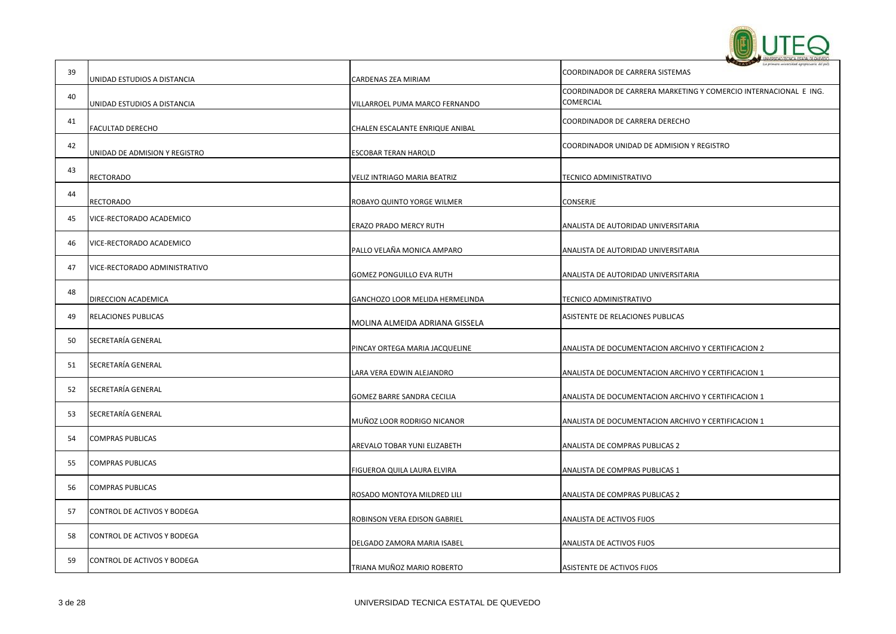| 39 | UNIDAD ESTUDIOS A DISTANCIA | CARDENAS ZEA MIRIAM | COORDINADOR DE CARRERA SISTEMAS |
|---|---|---|---|
| 40 | UNIDAD ESTUDIOS A DISTANCIA | VILLARROEL PUMA MARCO FERNANDO | COORDINADOR DE CARRERA MARKETING Y COMERCIO INTERNACIONAL E ING. COMERCIAL |
| 41 | FACULTAD DERECHO | CHALEN ESCALANTE ENRIQUE ANIBAL | COORDINADOR DE CARRERA DERECHO |
| 42 | UNIDAD DE ADMISION Y REGISTRO | ESCOBAR TERAN HAROLD | COORDINADOR UNIDAD DE ADMISION Y REGISTRO |
| 43 | RECTORADO | VELIZ INTRIAGO MARIA BEATRIZ | TECNICO ADMINISTRATIVO |
| 44 | RECTORADO | ROBAYO QUINTO YORGE WILMER | CONSERJE |
| 45 | VICE-RECTORADO ACADEMICO | ERAZO PRADO MERCY RUTH | ANALISTA DE AUTORIDAD UNIVERSITARIA |
| 46 | VICE-RECTORADO ACADEMICO | PALLO VELAÑA MONICA AMPARO | ANALISTA DE AUTORIDAD UNIVERSITARIA |
| 47 | VICE-RECTORADO ADMINISTRATIVO | GOMEZ PONGUILLO EVA RUTH | ANALISTA DE AUTORIDAD UNIVERSITARIA |
| 48 | DIRECCION ACADEMICA | GANCHOZO LOOR MELIDA HERMELINDA | TECNICO ADMINISTRATIVO |
| 49 | RELACIONES PUBLICAS | MOLINA ALMEIDA ADRIANA GISSELA | ASISTENTE DE RELACIONES PUBLICAS |
| 50 | SECRETARÍA GENERAL | PINCAY ORTEGA MARIA JACQUELINE | ANALISTA DE DOCUMENTACION ARCHIVO Y CERTIFICACION 2 |
| 51 | SECRETARÍA GENERAL | LARA VERA EDWIN ALEJANDRO | ANALISTA DE DOCUMENTACION ARCHIVO Y CERTIFICACION 1 |
| 52 | SECRETARÍA GENERAL | GOMEZ BARRE SANDRA CECILIA | ANALISTA DE DOCUMENTACION ARCHIVO Y CERTIFICACION 1 |
| 53 | SECRETARÍA GENERAL | MUÑOZ LOOR RODRIGO NICANOR | ANALISTA DE DOCUMENTACION ARCHIVO Y CERTIFICACION 1 |
| 54 | COMPRAS PUBLICAS | AREVALO TOBAR YUNI ELIZABETH | ANALISTA DE COMPRAS PUBLICAS 2 |
| 55 | COMPRAS PUBLICAS | FIGUEROA QUILA LAURA ELVIRA | ANALISTA DE COMPRAS PUBLICAS 1 |
| 56 | COMPRAS PUBLICAS | ROSADO MONTOYA MILDRED LILI | ANALISTA DE COMPRAS PUBLICAS 2 |
| 57 | CONTROL DE ACTIVOS Y BODEGA | ROBINSON VERA EDISON GABRIEL | ANALISTA DE ACTIVOS FIJOS |
| 58 | CONTROL DE ACTIVOS Y BODEGA | DELGADO ZAMORA MARIA ISABEL | ANALISTA DE ACTIVOS FIJOS |
| 59 | CONTROL DE ACTIVOS Y BODEGA | TRIANA MUÑOZ MARIO ROBERTO | ASISTENTE DE ACTIVOS FIJOS |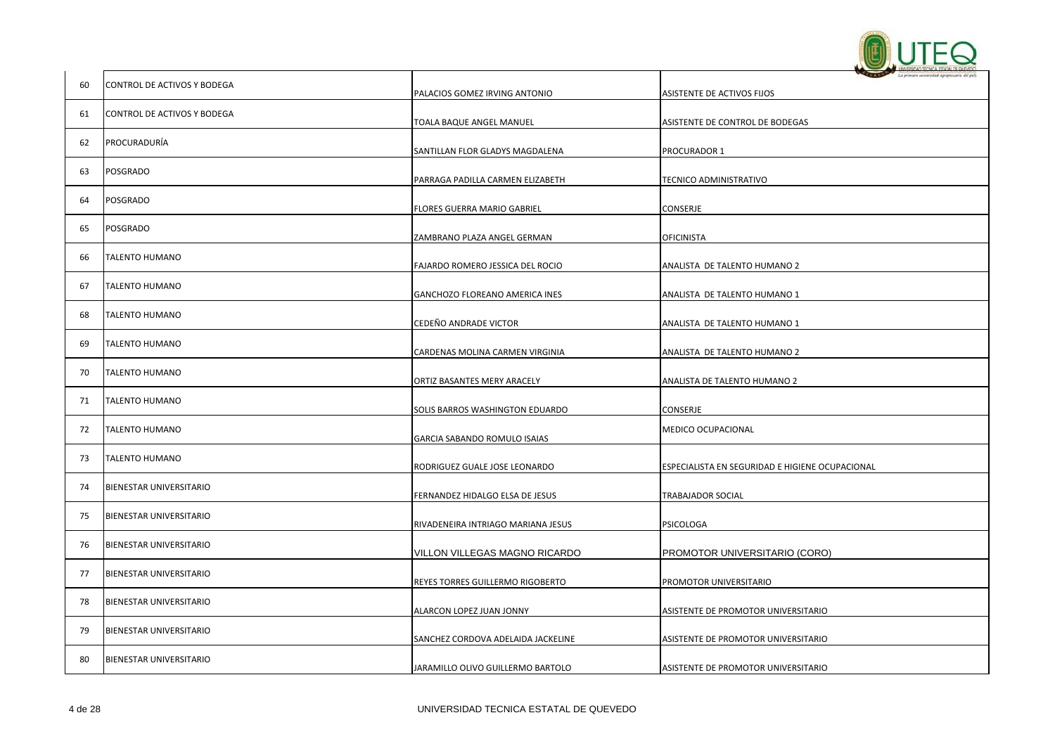| 60 | CONTROL DE ACTIVOS Y BODEGA | PALACIOS GOMEZ IRVING ANTONIO | ASISTENTE DE ACTIVOS FIJOS |
|---|---|---|---|
| 61 | CONTROL DE ACTIVOS Y BODEGA | TOALA BAQUE ANGEL MANUEL | ASISTENTE DE CONTROL DE BODEGAS |
| 62 | PROCURADURÍA | SANTILLAN FLOR GLADYS MAGDALENA | PROCURADOR 1 |
| 63 | POSGRADO | PARRAGA PADILLA CARMEN ELIZABETH | TECNICO ADMINISTRATIVO |
| 64 | POSGRADO | FLORES GUERRA MARIO GABRIEL | CONSERJE |
| 65 | POSGRADO | ZAMBRANO PLAZA ANGEL GERMAN | OFICINISTA |
| 66 | TALENTO HUMANO | FAJARDO ROMERO JESSICA DEL ROCIO | ANALISTA DE TALENTO HUMANO 2 |
| 67 | TALENTO HUMANO | GANCHOZO FLOREANO AMERICA INES | ANALISTA DE TALENTO HUMANO 1 |
| 68 | TALENTO HUMANO | CEDEÑO ANDRADE VICTOR | ANALISTA DE TALENTO HUMANO 1 |
| 69 | TALENTO HUMANO | CARDENAS MOLINA CARMEN VIRGINIA | ANALISTA DE TALENTO HUMANO 2 |
| 70 | TALENTO HUMANO | ORTIZ BASANTES MERY ARACELY | ANALISTA DE TALENTO HUMANO 2 |
| 71 | TALENTO HUMANO | SOLIS BARROS WASHINGTON EDUARDO | CONSERJE |
| 72 | TALENTO HUMANO | GARCIA SABANDO ROMULO ISAIAS | MEDICO OCUPACIONAL |
| 73 | TALENTO HUMANO | RODRIGUEZ GUALE JOSE LEONARDO | ESPECIALISTA EN SEGURIDAD E HIGIENE OCUPACIONAL |
| 74 | BIENESTAR UNIVERSITARIO | FERNANDEZ HIDALGO ELSA DE JESUS | TRABAJADOR SOCIAL |
| 75 | BIENESTAR UNIVERSITARIO | RIVADENEIRA INTRIAGO MARIANA JESUS | PSICOLOGA |
| 76 | BIENESTAR UNIVERSITARIO | VILLON VILLEGAS MAGNO RICARDO | PROMOTOR UNIVERSITARIO (CORO) |
| 77 | BIENESTAR UNIVERSITARIO | REYES TORRES GUILLERMO RIGOBERTO | PROMOTOR UNIVERSITARIO |
| 78 | BIENESTAR UNIVERSITARIO | ALARCON LOPEZ JUAN JONNY | ASISTENTE DE PROMOTOR UNIVERSITARIO |
| 79 | BIENESTAR UNIVERSITARIO | SANCHEZ CORDOVA ADELAIDA JACKELINE | ASISTENTE DE PROMOTOR UNIVERSITARIO |
| 80 | BIENESTAR UNIVERSITARIO | JARAMILLO OLIVO GUILLERMO BARTOLO | ASISTENTE DE PROMOTOR UNIVERSITARIO |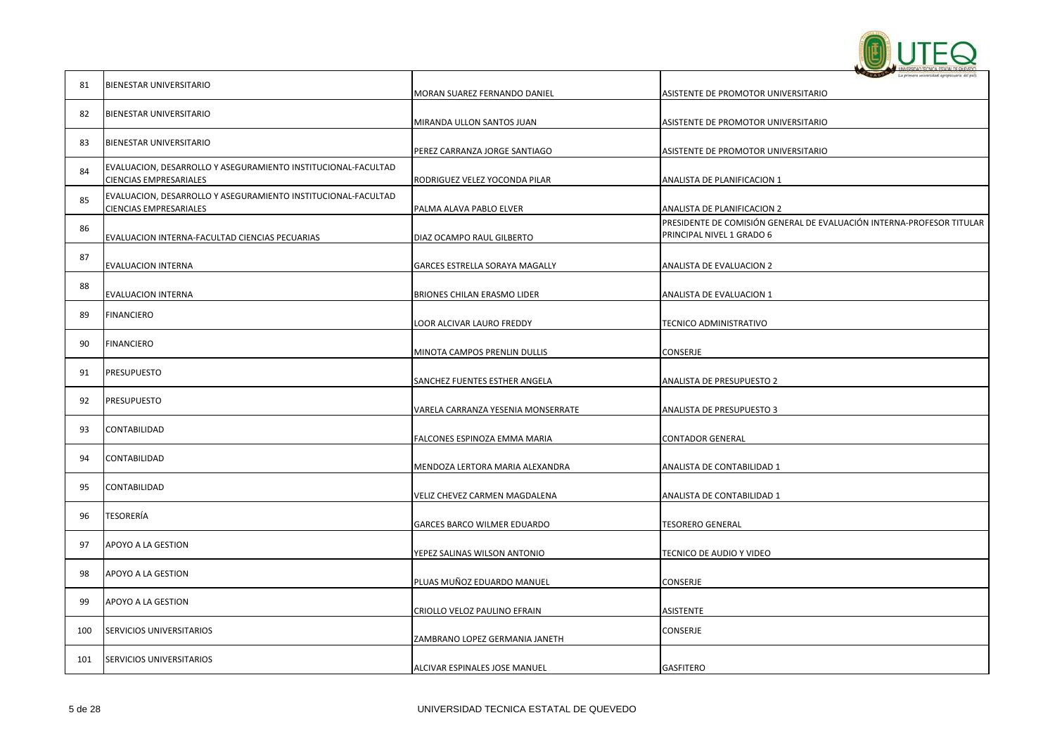| 81 | BIENESTAR UNIVERSITARIO | MORAN SUAREZ FERNANDO DANIEL | ASISTENTE DE PROMOTOR UNIVERSITARIO |
|---|---|---|---|
| 82 | BIENESTAR UNIVERSITARIO | MIRANDA ULLON SANTOS JUAN | ASISTENTE DE PROMOTOR UNIVERSITARIO |
| 83 | BIENESTAR UNIVERSITARIO | PEREZ CARRANZA JORGE SANTIAGO | ASISTENTE DE PROMOTOR UNIVERSITARIO |
| 84 | EVALUACION, DESARROLLO Y ASEGURAMIENTO INSTITUCIONAL-FACULTAD CIENCIAS EMPRESARIALES | RODRIGUEZ VELEZ YOCONDA PILAR | ANALISTA DE PLANIFICACION 1 |
| 85 | EVALUACION, DESARROLLO Y ASEGURAMIENTO INSTITUCIONAL-FACULTAD CIENCIAS EMPRESARIALES | PALMA ALAVA PABLO ELVER | ANALISTA DE PLANIFICACION 2 |
| 86 | EVALUACION INTERNA-FACULTAD CIENCIAS PECUARIAS | DIAZ OCAMPO RAUL GILBERTO | PRESIDENTE DE COMISIÓN GENERAL DE EVALUACIÓN INTERNA-PROFESOR TITULAR PRINCIPAL NIVEL 1 GRADO 6 |
| 87 | EVALUACION INTERNA | GARCES ESTRELLA SORAYA MAGALLY | ANALISTA DE EVALUACION 2 |
| 88 | EVALUACION INTERNA | BRIONES CHILAN ERASMO LIDER | ANALISTA DE EVALUACION 1 |
| 89 | FINANCIERO | LOOR ALCIVAR LAURO FREDDY | TECNICO ADMINISTRATIVO |
| 90 | FINANCIERO | MINOTA CAMPOS PRENLIN DULLIS | CONSERJE |
| 91 | PRESUPUESTO | SANCHEZ FUENTES ESTHER ANGELA | ANALISTA DE PRESUPUESTO 2 |
| 92 | PRESUPUESTO | VARELA CARRANZA YESENIA MONSERRATE | ANALISTA DE PRESUPUESTO 3 |
| 93 | CONTABILIDAD | FALCONES ESPINOZA EMMA MARIA | CONTADOR GENERAL |
| 94 | CONTABILIDAD | MENDOZA LERTORA MARIA ALEXANDRA | ANALISTA DE CONTABILIDAD 1 |
| 95 | CONTABILIDAD | VELIZ CHEVEZ CARMEN MAGDALENA | ANALISTA DE CONTABILIDAD 1 |
| 96 | TESORERÍA | GARCES BARCO WILMER EDUARDO | TESORERO GENERAL |
| 97 | APOYO A LA GESTION | YEPEZ SALINAS WILSON ANTONIO | TECNICO DE AUDIO Y VIDEO |
| 98 | APOYO A LA GESTION | PLUAS MUÑOZ EDUARDO MANUEL | CONSERJE |
| 99 | APOYO A LA GESTION | CRIOLLO VELOZ PAULINO EFRAIN | ASISTENTE |
| 100 | SERVICIOS UNIVERSITARIOS | ZAMBRANO LOPEZ GERMANIA JANETH | CONSERJE |
| 101 | SERVICIOS UNIVERSITARIOS | ALCIVAR ESPINALES JOSE MANUEL | GASFITERO |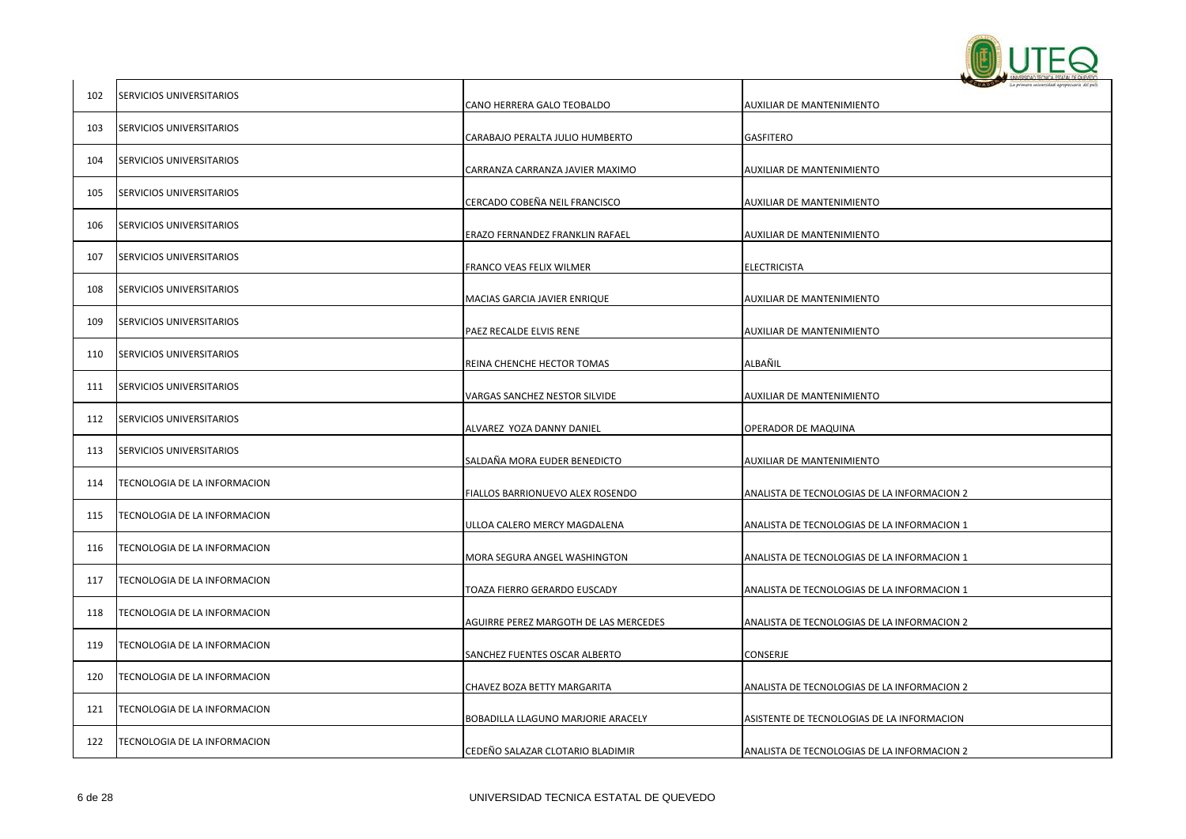| | | | |
|---|---|---|---|
| 102 | SERVICIOS UNIVERSITARIOS | CANO HERRERA GALO TEOBALDO | AUXILIAR DE MANTENIMIENTO |
| 103 | SERVICIOS UNIVERSITARIOS | CARABAJO PERALTA JULIO HUMBERTO | GASFITERO |
| 104 | SERVICIOS UNIVERSITARIOS | CARRANZA CARRANZA JAVIER MAXIMO | AUXILIAR DE MANTENIMIENTO |
| 105 | SERVICIOS UNIVERSITARIOS | CERCADO COBEÑA NEIL FRANCISCO | AUXILIAR DE MANTENIMIENTO |
| 106 | SERVICIOS UNIVERSITARIOS | ERAZO FERNANDEZ FRANKLIN RAFAEL | AUXILIAR DE MANTENIMIENTO |
| 107 | SERVICIOS UNIVERSITARIOS | FRANCO VEAS FELIX WILMER | ELECTRICISTA |
| 108 | SERVICIOS UNIVERSITARIOS | MACIAS GARCIA JAVIER ENRIQUE | AUXILIAR DE MANTENIMIENTO |
| 109 | SERVICIOS UNIVERSITARIOS | PAEZ RECALDE ELVIS RENE | AUXILIAR DE MANTENIMIENTO |
| 110 | SERVICIOS UNIVERSITARIOS | REINA CHENCHE HECTOR TOMAS | ALBAÑIL |
| 111 | SERVICIOS UNIVERSITARIOS | VARGAS SANCHEZ NESTOR SILVIDE | AUXILIAR DE MANTENIMIENTO |
| 112 | SERVICIOS UNIVERSITARIOS | ALVAREZ YOZA DANNY DANIEL | OPERADOR DE MAQUINA |
| 113 | SERVICIOS UNIVERSITARIOS | SALDAÑA MORA EUDER BENEDICTO | AUXILIAR DE MANTENIMIENTO |
| 114 | TECNOLOGIA DE LA INFORMACION | FIALLOS BARRIONUEVO ALEX ROSENDO | ANALISTA DE TECNOLOGIAS DE LA INFORMACION 2 |
| 115 | TECNOLOGIA DE LA INFORMACION | ULLOA CALERO MERCY MAGDALENA | ANALISTA DE TECNOLOGIAS DE LA INFORMACION 1 |
| 116 | TECNOLOGIA DE LA INFORMACION | MORA SEGURA ANGEL WASHINGTON | ANALISTA DE TECNOLOGIAS DE LA INFORMACION 1 |
| 117 | TECNOLOGIA DE LA INFORMACION | TOAZA FIERRO GERARDO EUSCADY | ANALISTA DE TECNOLOGIAS DE LA INFORMACION 1 |
| 118 | TECNOLOGIA DE LA INFORMACION | AGUIRRE PEREZ MARGOTH DE LAS MERCEDES | ANALISTA DE TECNOLOGIAS DE LA INFORMACION 2 |
| 119 | TECNOLOGIA DE LA INFORMACION | SANCHEZ FUENTES OSCAR ALBERTO | CONSERJE |
| 120 | TECNOLOGIA DE LA INFORMACION | CHAVEZ BOZA BETTY MARGARITA | ANALISTA DE TECNOLOGIAS DE LA INFORMACION 2 |
| 121 | TECNOLOGIA DE LA INFORMACION | BOBADILLA LLAGUNO MARJORIE ARACELY | ASISTENTE DE TECNOLOGIAS DE LA INFORMACION |
| 122 | TECNOLOGIA DE LA INFORMACION | CEDEÑO SALAZAR CLOTARIO BLADIMIR | ANALISTA DE TECNOLOGIAS DE LA INFORMACION 2 |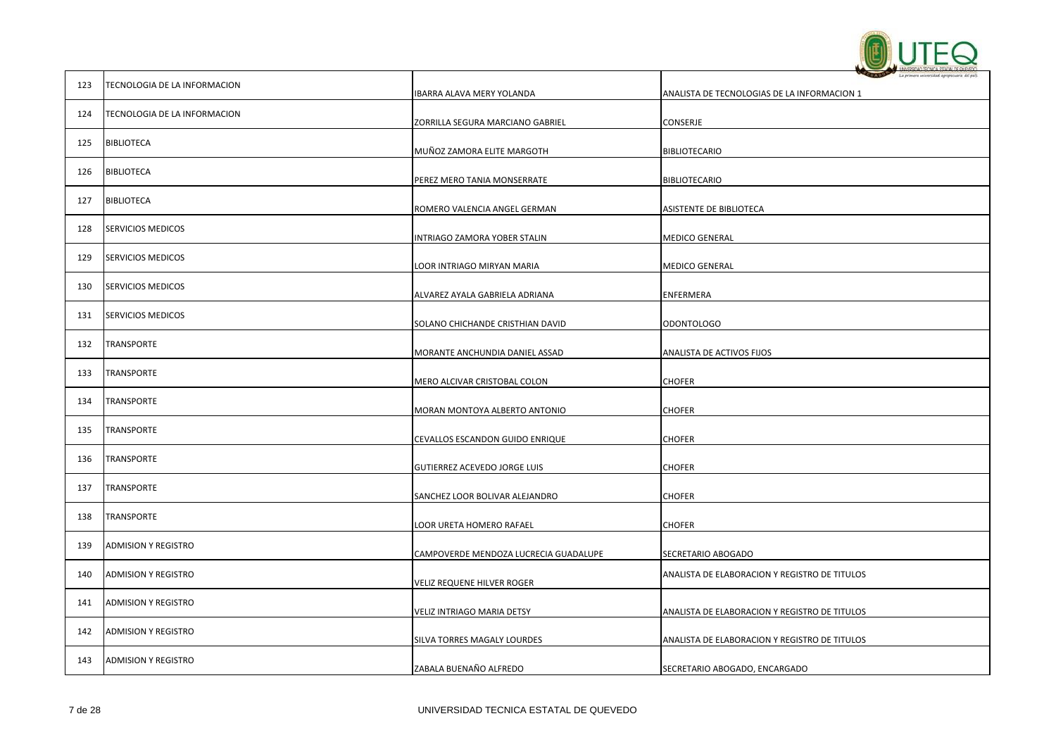| | | | |
|---|---|---|---|
| 123 | TECNOLOGIA DE LA INFORMACION | IBARRA ALAVA MERY YOLANDA | ANALISTA DE TECNOLOGIAS DE LA INFORMACION 1 |
| 124 | TECNOLOGIA DE LA INFORMACION | ZORRILLA SEGURA MARCIANO GABRIEL | CONSERJE |
| 125 | BIBLIOTECA | MUÑOZ ZAMORA ELITE MARGOTH | BIBLIOTECARIO |
| 126 | BIBLIOTECA | PEREZ MERO TANIA MONSERRATE | BIBLIOTECARIO |
| 127 | BIBLIOTECA | ROMERO VALENCIA ANGEL GERMAN | ASISTENTE DE BIBLIOTECA |
| 128 | SERVICIOS MEDICOS | INTRIAGO ZAMORA YOBER STALIN | MEDICO GENERAL |
| 129 | SERVICIOS MEDICOS | LOOR INTRIAGO MIRYAN MARIA | MEDICO GENERAL |
| 130 | SERVICIOS MEDICOS | ALVAREZ AYALA GABRIELA ADRIANA | ENFERMERA |
| 131 | SERVICIOS MEDICOS | SOLANO CHICHANDE CRISTHIAN DAVID | ODONTOLOGO |
| 132 | TRANSPORTE | MORANTE ANCHUNDIA DANIEL ASSAD | ANALISTA DE ACTIVOS FIJOS |
| 133 | TRANSPORTE | MERO ALCIVAR CRISTOBAL COLON | CHOFER |
| 134 | TRANSPORTE | MORAN MONTOYA ALBERTO ANTONIO | CHOFER |
| 135 | TRANSPORTE | CEVALLOS ESCANDON GUIDO ENRIQUE | CHOFER |
| 136 | TRANSPORTE | GUTIERREZ ACEVEDO JORGE LUIS | CHOFER |
| 137 | TRANSPORTE | SANCHEZ LOOR BOLIVAR ALEJANDRO | CHOFER |
| 138 | TRANSPORTE | LOOR URETA HOMERO RAFAEL | CHOFER |
| 139 | ADMISION Y REGISTRO | CAMPOVERDE MENDOZA LUCRECIA GUADALUPE | SECRETARIO ABOGADO |
| 140 | ADMISION Y REGISTRO | VELIZ REQUENE HILVER ROGER | ANALISTA DE ELABORACION Y REGISTRO DE TITULOS |
| 141 | ADMISION Y REGISTRO | VELIZ INTRIAGO MARIA DETSY | ANALISTA DE ELABORACION Y REGISTRO DE TITULOS |
| 142 | ADMISION Y REGISTRO | SILVA TORRES MAGALY LOURDES | ANALISTA DE ELABORACION Y REGISTRO DE TITULOS |
| 143 | ADMISION Y REGISTRO | ZABALA BUENAÑO ALFREDO | SECRETARIO ABOGADO, ENCARGADO |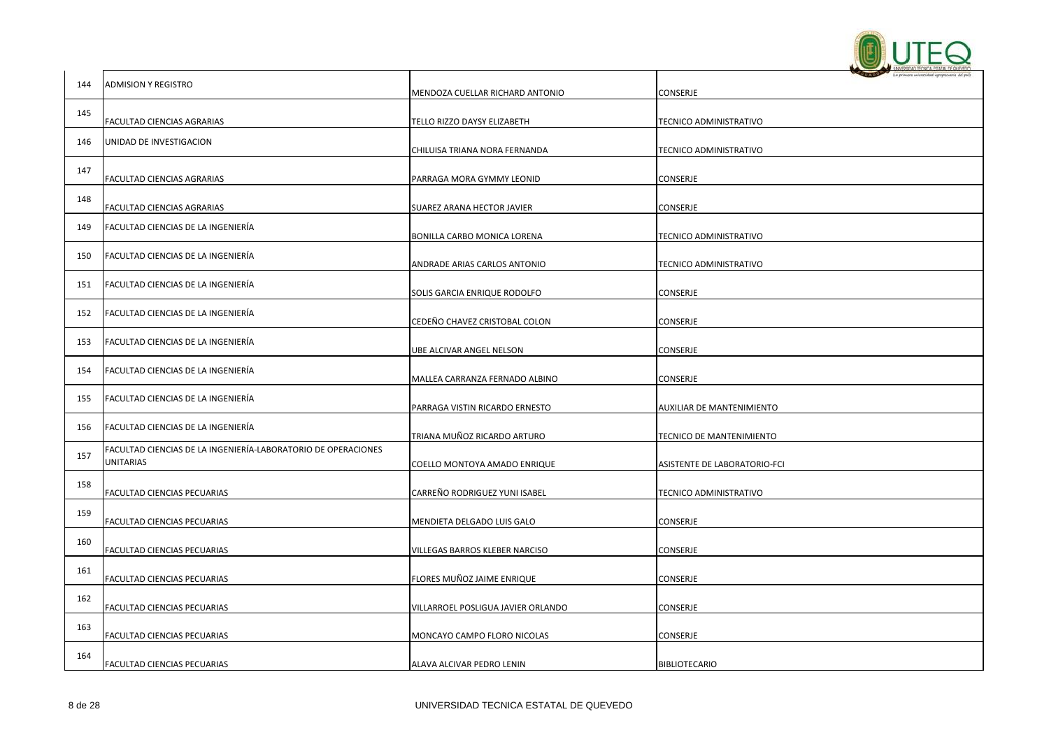| | | | |
|---|---|---|---|
| 144 | ADMISION Y REGISTRO | MENDOZA CUELLAR RICHARD ANTONIO | CONSERJE |
| 145 | FACULTAD CIENCIAS AGRARIAS | TELLO RIZZO DAYSY ELIZABETH | TECNICO ADMINISTRATIVO |
| 146 | UNIDAD DE INVESTIGACION | CHILUISA TRIANA NORA FERNANDA | TECNICO ADMINISTRATIVO |
| 147 | FACULTAD CIENCIAS AGRARIAS | PARRAGA MORA GYMMY LEONID | CONSERJE |
| 148 | FACULTAD CIENCIAS AGRARIAS | SUAREZ ARANA HECTOR JAVIER | CONSERJE |
| 149 | FACULTAD CIENCIAS DE LA INGENIERÍA | BONILLA CARBO MONICA LORENA | TECNICO ADMINISTRATIVO |
| 150 | FACULTAD CIENCIAS DE LA INGENIERÍA | ANDRADE ARIAS CARLOS ANTONIO | TECNICO ADMINISTRATIVO |
| 151 | FACULTAD CIENCIAS DE LA INGENIERÍA | SOLIS GARCIA ENRIQUE RODOLFO | CONSERJE |
| 152 | FACULTAD CIENCIAS DE LA INGENIERÍA | CEDEÑO CHAVEZ CRISTOBAL COLON | CONSERJE |
| 153 | FACULTAD CIENCIAS DE LA INGENIERÍA | UBE ALCIVAR ANGEL NELSON | CONSERJE |
| 154 | FACULTAD CIENCIAS DE LA INGENIERÍA | MALLEA CARRANZA FERNADO ALBINO | CONSERJE |
| 155 | FACULTAD CIENCIAS DE LA INGENIERÍA | PARRAGA VISTIN RICARDO ERNESTO | AUXILIAR DE MANTENIMIENTO |
| 156 | FACULTAD CIENCIAS DE LA INGENIERÍA | TRIANA MUÑOZ RICARDO ARTURO | TECNICO DE MANTENIMIENTO |
| 157 | FACULTAD CIENCIAS DE LA INGENIERÍA-LABORATORIO DE OPERACIONES UNITARIAS | COELLO MONTOYA AMADO ENRIQUE | ASISTENTE DE LABORATORIO-FCI |
| 158 | FACULTAD CIENCIAS PECUARIAS | CARREÑO RODRIGUEZ YUNI ISABEL | TECNICO ADMINISTRATIVO |
| 159 | FACULTAD CIENCIAS PECUARIAS | MENDIETA DELGADO LUIS GALO | CONSERJE |
| 160 | FACULTAD CIENCIAS PECUARIAS | VILLEGAS BARROS KLEBER NARCISO | CONSERJE |
| 161 | FACULTAD CIENCIAS PECUARIAS | FLORES MUÑOZ JAIME ENRIQUE | CONSERJE |
| 162 | FACULTAD CIENCIAS PECUARIAS | VILLARROEL POSLIGUA JAVIER ORLANDO | CONSERJE |
| 163 | FACULTAD CIENCIAS PECUARIAS | MONCAYO CAMPO FLORO NICOLAS | CONSERJE |
| 164 | FACULTAD CIENCIAS PECUARIAS | ALAVA ALCIVAR PEDRO LENIN | BIBLIOTECARIO |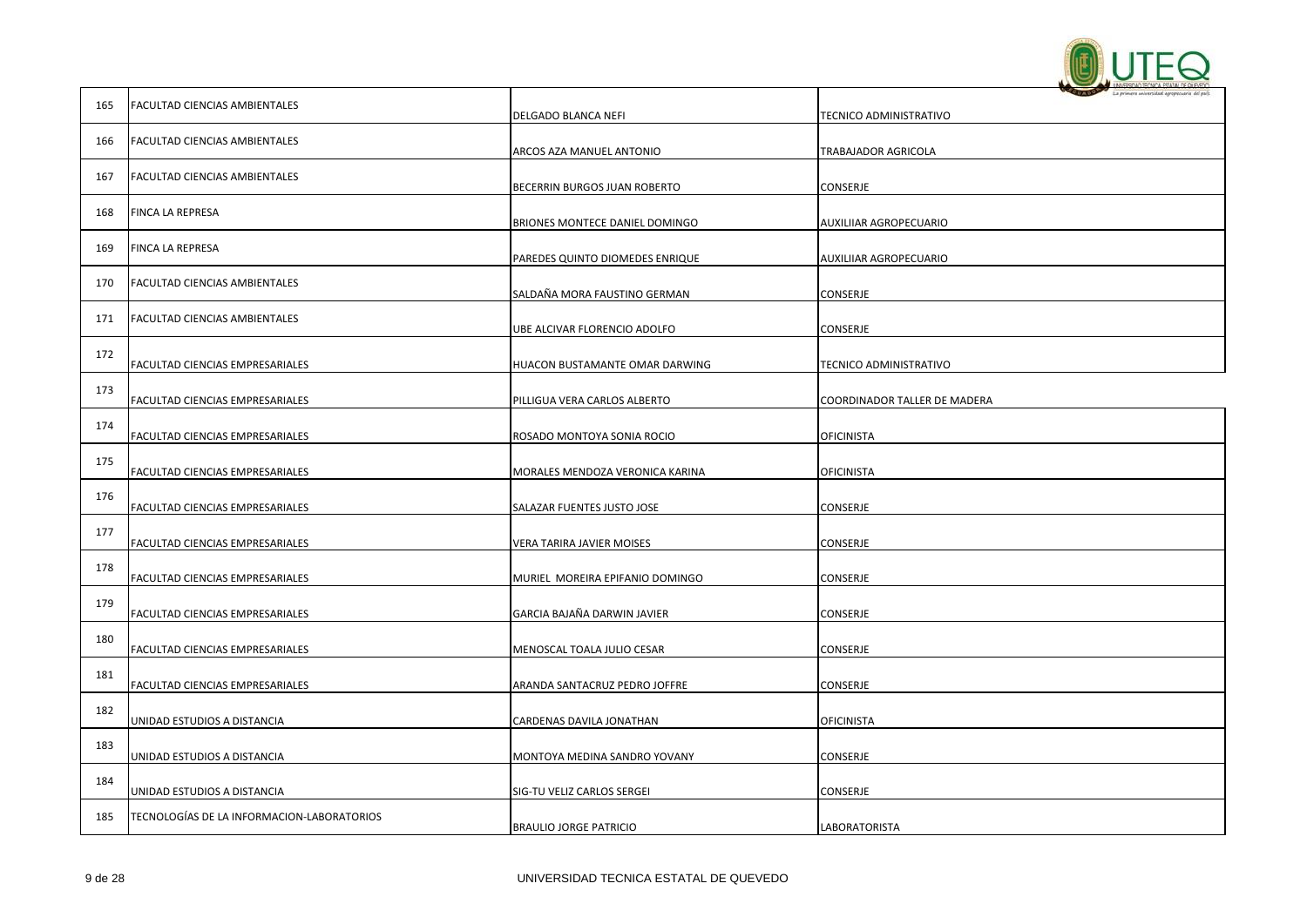| | | | |
|---|---|---|---|
| 165 | FACULTAD CIENCIAS AMBIENTALES | DELGADO BLANCA NEFI | TECNICO ADMINISTRATIVO |
| 166 | FACULTAD CIENCIAS AMBIENTALES | ARCOS AZA MANUEL ANTONIO | TRABAJADOR AGRICOLA |
| 167 | FACULTAD CIENCIAS AMBIENTALES | BECERRIN BURGOS JUAN ROBERTO | CONSERJE |
| 168 | FINCA LA REPRESA | BRIONES MONTECE DANIEL DOMINGO | AUXILIIAR AGROPECUARIO |
| 169 | FINCA LA REPRESA | PAREDES QUINTO DIOMEDES ENRIQUE | AUXILIIAR AGROPECUARIO |
| 170 | FACULTAD CIENCIAS AMBIENTALES | SALDAÑA MORA FAUSTINO GERMAN | CONSERJE |
| 171 | FACULTAD CIENCIAS AMBIENTALES | UBE ALCIVAR FLORENCIO ADOLFO | CONSERJE |
| 172 | FACULTAD CIENCIAS EMPRESARIALES | HUACON BUSTAMANTE OMAR DARWING | TECNICO ADMINISTRATIVO |
| 173 | FACULTAD CIENCIAS EMPRESARIALES | PILLIGUA VERA CARLOS ALBERTO | COORDINADOR TALLER DE MADERA |
| 174 | FACULTAD CIENCIAS EMPRESARIALES | ROSADO MONTOYA SONIA ROCIO | OFICINISTA |
| 175 | FACULTAD CIENCIAS EMPRESARIALES | MORALES MENDOZA VERONICA KARINA | OFICINISTA |
| 176 | FACULTAD CIENCIAS EMPRESARIALES | SALAZAR FUENTES JUSTO JOSE | CONSERJE |
| 177 | FACULTAD CIENCIAS EMPRESARIALES | VERA TARIRA JAVIER MOISES | CONSERJE |
| 178 | FACULTAD CIENCIAS EMPRESARIALES | MURIEL MOREIRA EPIFANIO DOMINGO | CONSERJE |
| 179 | FACULTAD CIENCIAS EMPRESARIALES | GARCIA BAJAÑA DARWIN JAVIER | CONSERJE |
| 180 | FACULTAD CIENCIAS EMPRESARIALES | MENOSCAL TOALA JULIO CESAR | CONSERJE |
| 181 | FACULTAD CIENCIAS EMPRESARIALES | ARANDA SANTACRUZ PEDRO JOFFRE | CONSERJE |
| 182 | UNIDAD ESTUDIOS A DISTANCIA | CARDENAS DAVILA JONATHAN | OFICINISTA |
| 183 | UNIDAD ESTUDIOS A DISTANCIA | MONTOYA MEDINA SANDRO YOVANY | CONSERJE |
| 184 | UNIDAD ESTUDIOS A DISTANCIA | SIG-TU VELIZ CARLOS SERGEI | CONSERJE |
| 185 | TECNOLOGÍAS DE LA INFORMACION-LABORATORIOS | BRAULIO JORGE PATRICIO | LABORATORISTA |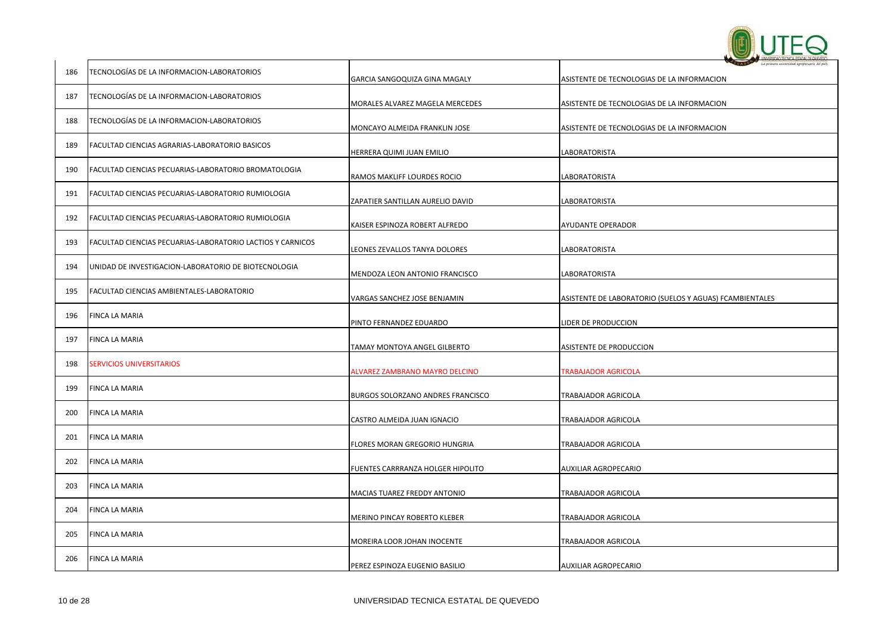| | | | |
|---|---|---|---|
| 186 | TECNOLOGÍAS DE LA INFORMACION-LABORATORIOS | GARCIA SANGOQUIZA GINA MAGALY | ASISTENTE DE TECNOLOGIAS DE LA INFORMACION |
| 187 | TECNOLOGÍAS DE LA INFORMACION-LABORATORIOS | MORALES ALVAREZ MAGELA MERCEDES | ASISTENTE DE TECNOLOGIAS DE LA INFORMACION |
| 188 | TECNOLOGÍAS DE LA INFORMACION-LABORATORIOS | MONCAYO ALMEIDA FRANKLIN JOSE | ASISTENTE DE TECNOLOGIAS DE LA INFORMACION |
| 189 | FACULTAD CIENCIAS AGRARIAS-LABORATORIO BASICOS | HERRERA QUIMI JUAN EMILIO | LABORATORISTA |
| 190 | FACULTAD CIENCIAS PECUARIAS-LABORATORIO BROMATOLOGIA | RAMOS MAKLIFF LOURDES ROCIO | LABORATORISTA |
| 191 | FACULTAD CIENCIAS PECUARIAS-LABORATORIO RUMIOLOGIA | ZAPATIER SANTILLAN AURELIO DAVID | LABORATORISTA |
| 192 | FACULTAD CIENCIAS PECUARIAS-LABORATORIO RUMIOLOGIA | KAISER ESPINOZA ROBERT ALFREDO | AYUDANTE OPERADOR |
| 193 | FACULTAD CIENCIAS PECUARIAS-LABORATORIO LACTIOS Y CARNICOS | LEONES ZEVALLOS TANYA DOLORES | LABORATORISTA |
| 194 | UNIDAD DE INVESTIGACION-LABORATORIO DE BIOTECNOLOGIA | MENDOZA LEON ANTONIO FRANCISCO | LABORATORISTA |
| 195 | FACULTAD CIENCIAS AMBIENTALES-LABORATORIO | VARGAS SANCHEZ JOSE BENJAMIN | ASISTENTE DE LABORATORIO (SUELOS Y AGUAS) FCAMBIENTALES |
| 196 | FINCA LA MARIA | PINTO FERNANDEZ EDUARDO | LIDER DE PRODUCCION |
| 197 | FINCA LA MARIA | TAMAY MONTOYA ANGEL GILBERTO | ASISTENTE DE PRODUCCION |
| 198 | SERVICIOS UNIVERSITARIOS | ALVAREZ ZAMBRANO MAYRO DELCINO | TRABAJADOR AGRICOLA |
| 199 | FINCA LA MARIA | BURGOS SOLORZANO ANDRES FRANCISCO | TRABAJADOR AGRICOLA |
| 200 | FINCA LA MARIA | CASTRO ALMEIDA JUAN IGNACIO | TRABAJADOR AGRICOLA |
| 201 | FINCA LA MARIA | FLORES MORAN GREGORIO HUNGRIA | TRABAJADOR AGRICOLA |
| 202 | FINCA LA MARIA | FUENTES CARRRANZA HOLGER HIPOLITO | AUXILIAR AGROPECARIO |
| 203 | FINCA LA MARIA | MACIAS TUAREZ FREDDY ANTONIO | TRABAJADOR AGRICOLA |
| 204 | FINCA LA MARIA | MERINO PINCAY ROBERTO KLEBER | TRABAJADOR AGRICOLA |
| 205 | FINCA LA MARIA | MOREIRA LOOR JOHAN INOCENTE | TRABAJADOR AGRICOLA |
| 206 | FINCA LA MARIA | PEREZ ESPINOZA EUGENIO BASILIO | AUXILIAR AGROPECARIO |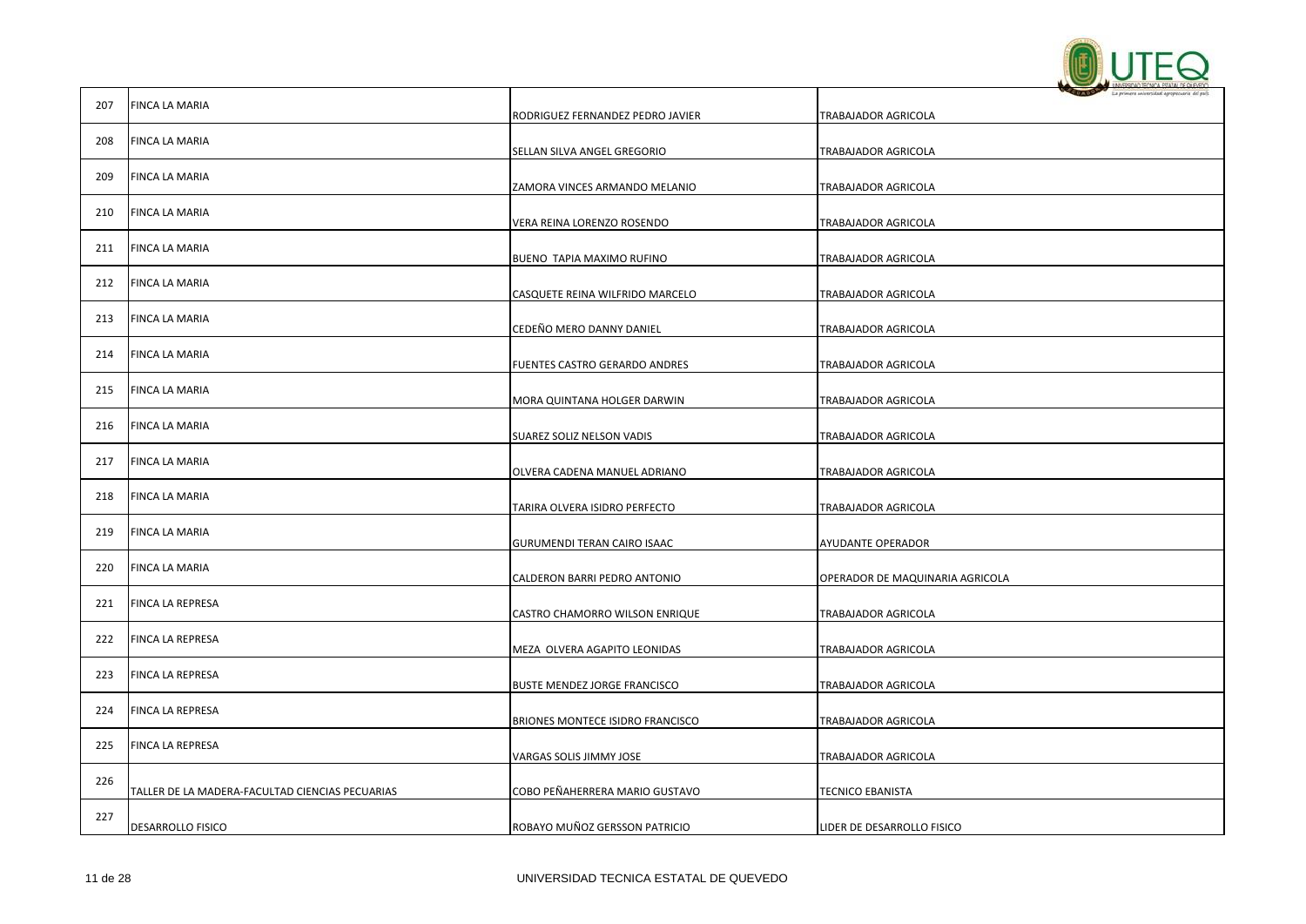| | | | |
|---|---|---|---|
| 207 | FINCA LA MARIA | RODRIGUEZ FERNANDEZ PEDRO JAVIER | TRABAJADOR AGRICOLA |
| 208 | FINCA LA MARIA | SELLAN SILVA ANGEL GREGORIO | TRABAJADOR AGRICOLA |
| 209 | FINCA LA MARIA | ZAMORA VINCES ARMANDO MELANIO | TRABAJADOR AGRICOLA |
| 210 | FINCA LA MARIA | VERA REINA LORENZO ROSENDO | TRABAJADOR AGRICOLA |
| 211 | FINCA LA MARIA | BUENO TAPIA MAXIMO RUFINO | TRABAJADOR AGRICOLA |
| 212 | FINCA LA MARIA | CASQUETE REINA WILFRIDO MARCELO | TRABAJADOR AGRICOLA |
| 213 | FINCA LA MARIA | CEDEÑO MERO DANNY DANIEL | TRABAJADOR AGRICOLA |
| 214 | FINCA LA MARIA | FUENTES CASTRO GERARDO ANDRES | TRABAJADOR AGRICOLA |
| 215 | FINCA LA MARIA | MORA QUINTANA HOLGER DARWIN | TRABAJADOR AGRICOLA |
| 216 | FINCA LA MARIA | SUAREZ SOLIZ NELSON VADIS | TRABAJADOR AGRICOLA |
| 217 | FINCA LA MARIA | OLVERA CADENA MANUEL ADRIANO | TRABAJADOR AGRICOLA |
| 218 | FINCA LA MARIA | TARIRA OLVERA ISIDRO PERFECTO | TRABAJADOR AGRICOLA |
| 219 | FINCA LA MARIA | GURUMENDI TERAN CAIRO ISAAC | AYUDANTE OPERADOR |
| 220 | FINCA LA MARIA | CALDERON BARRI PEDRO ANTONIO | OPERADOR DE MAQUINARIA AGRICOLA |
| 221 | FINCA LA REPRESA | CASTRO CHAMORRO WILSON ENRIQUE | TRABAJADOR AGRICOLA |
| 222 | FINCA LA REPRESA | MEZA OLVERA AGAPITO LEONIDAS | TRABAJADOR AGRICOLA |
| 223 | FINCA LA REPRESA | BUSTE MENDEZ JORGE FRANCISCO | TRABAJADOR AGRICOLA |
| 224 | FINCA LA REPRESA | BRIONES MONTECE ISIDRO FRANCISCO | TRABAJADOR AGRICOLA |
| 225 | FINCA LA REPRESA | VARGAS SOLIS JIMMY JOSE | TRABAJADOR AGRICOLA |
| 226 | TALLER DE LA MADERA-FACULTAD CIENCIAS PECUARIAS | COBO PEÑAHERRERA MARIO GUSTAVO | TECNICO EBANISTA |
| 227 | DESARROLLO FISICO | ROBAYO MUÑOZ GERSSON PATRICIO | LIDER DE DESARROLLO FISICO |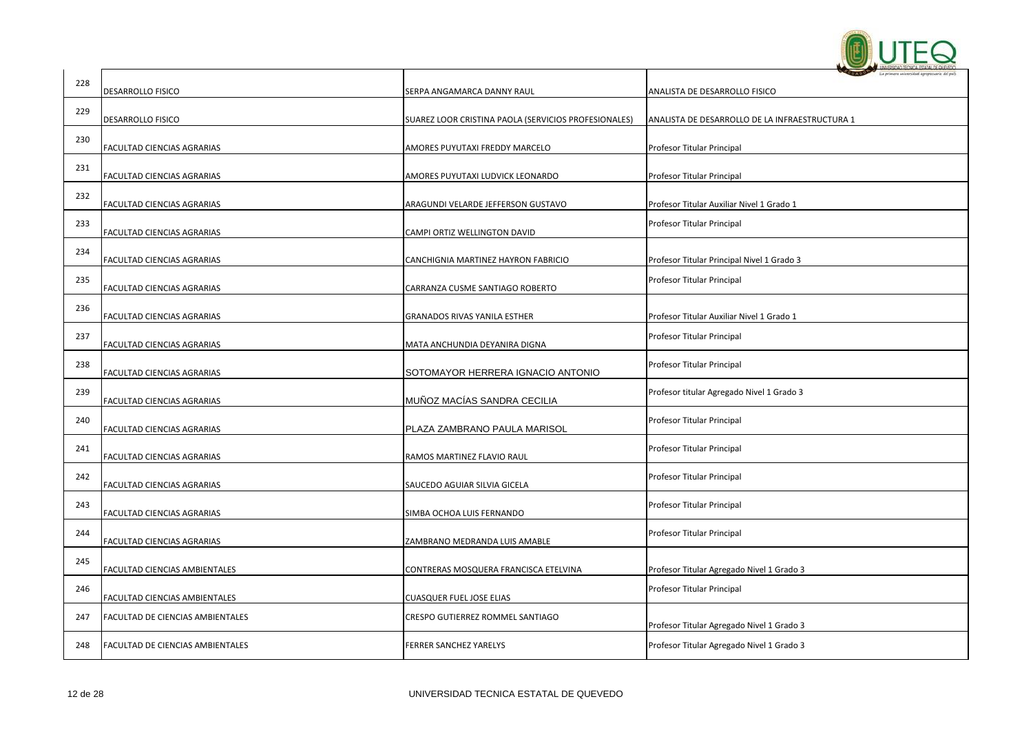| | | | |
|---|---|---|---|
| 228 | DESARROLLO FISICO | SERPA ANGAMARCA DANNY RAUL | ANALISTA DE DESARROLLO FISICO |
| 229 | DESARROLLO FISICO | SUAREZ LOOR CRISTINA PAOLA (SERVICIOS PROFESIONALES) | ANALISTA DE DESARROLLO DE LA INFRAESTRUCTURA 1 |
| 230 | FACULTAD CIENCIAS AGRARIAS | AMORES PUYUTAXI FREDDY MARCELO | Profesor Titular Principal |
| 231 | FACULTAD CIENCIAS AGRARIAS | AMORES PUYUTAXI LUDVICK LEONARDO | Profesor Titular Principal |
| 232 | FACULTAD CIENCIAS AGRARIAS | ARAGUNDI VELARDE JEFFERSON GUSTAVO | Profesor Titular Auxiliar Nivel 1 Grado 1 |
| 233 | FACULTAD CIENCIAS AGRARIAS | CAMPI ORTIZ WELLINGTON DAVID | Profesor Titular Principal |
| 234 | FACULTAD CIENCIAS AGRARIAS | CANCHIGNIA MARTINEZ HAYRON FABRICIO | Profesor Titular Principal Nivel 1 Grado 3 |
| 235 | FACULTAD CIENCIAS AGRARIAS | CARRANZA CUSME SANTIAGO ROBERTO | Profesor Titular Principal |
| 236 | FACULTAD CIENCIAS AGRARIAS | GRANADOS RIVAS YANILA ESTHER | Profesor Titular Auxiliar Nivel 1 Grado 1 |
| 237 | FACULTAD CIENCIAS AGRARIAS | MATA ANCHUNDIA DEYANIRA DIGNA | Profesor Titular Principal |
| 238 | FACULTAD CIENCIAS AGRARIAS | SOTOMAYOR HERRERA IGNACIO ANTONIO | Profesor Titular Principal |
| 239 | FACULTAD CIENCIAS AGRARIAS | MUÑOZ MACÍAS SANDRA CECILIA | Profesor titular Agregado Nivel 1 Grado 3 |
| 240 | FACULTAD CIENCIAS AGRARIAS | PLAZA ZAMBRANO PAULA MARISOL | Profesor Titular Principal |
| 241 | FACULTAD CIENCIAS AGRARIAS | RAMOS MARTINEZ FLAVIO RAUL | Profesor Titular Principal |
| 242 | FACULTAD CIENCIAS AGRARIAS | SAUCEDO AGUIAR SILVIA GICELA | Profesor Titular Principal |
| 243 | FACULTAD CIENCIAS AGRARIAS | SIMBA OCHOA LUIS FERNANDO | Profesor Titular Principal |
| 244 | FACULTAD CIENCIAS AGRARIAS | ZAMBRANO MEDRANDA LUIS AMABLE | Profesor Titular Principal |
| 245 | FACULTAD CIENCIAS AMBIENTALES | CONTRERAS MOSQUERA FRANCISCA ETELVINA | Profesor Titular Agregado Nivel 1 Grado 3 |
| 246 | FACULTAD CIENCIAS AMBIENTALES | CUASQUER FUEL JOSE ELIAS | Profesor Titular Principal |
| 247 | FACULTAD DE CIENCIAS AMBIENTALES | CRESPO GUTIERREZ ROMMEL SANTIAGO | Profesor Titular Agregado Nivel 1 Grado 3 |
| 248 | FACULTAD DE CIENCIAS AMBIENTALES | FERRER SANCHEZ YARELYS | Profesor Titular Agregado Nivel 1 Grado 3 |

UNIVERSIDAD TECNICA ESTATAL DE QUEVEDO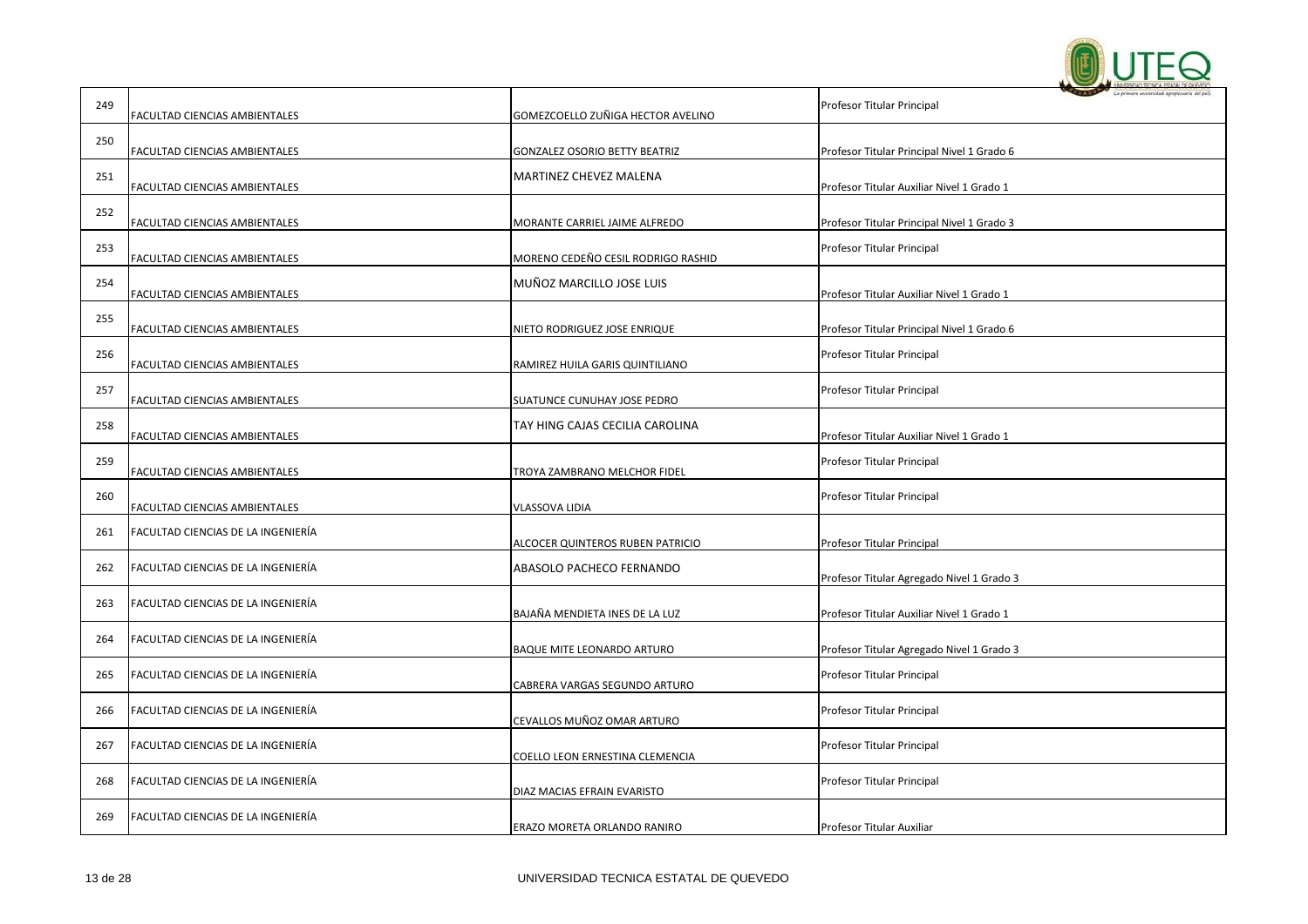| | | | |
|---|---|---|---|
| 249 | FACULTAD CIENCIAS AMBIENTALES | GOMEZCOELLO ZUÑIGA HECTOR AVELINO | Profesor Titular Principal |
| 250 | FACULTAD CIENCIAS AMBIENTALES | GONZALEZ OSORIO BETTY BEATRIZ | Profesor Titular Principal Nivel 1 Grado 6 |
| 251 | FACULTAD CIENCIAS AMBIENTALES | MARTINEZ CHEVEZ MALENA | Profesor Titular Auxiliar Nivel 1 Grado 1 |
| 252 | FACULTAD CIENCIAS AMBIENTALES | MORANTE CARRIEL JAIME ALFREDO | Profesor Titular Principal Nivel 1 Grado 3 |
| 253 | FACULTAD CIENCIAS AMBIENTALES | MORENO CEDEÑO CESIL RODRIGO RASHID | Profesor Titular Principal |
| 254 | FACULTAD CIENCIAS AMBIENTALES | MUÑOZ MARCILLO JOSE LUIS | Profesor Titular Auxiliar Nivel 1 Grado 1 |
| 255 | FACULTAD CIENCIAS AMBIENTALES | NIETO RODRIGUEZ JOSE ENRIQUE | Profesor Titular Principal Nivel 1 Grado 6 |
| 256 | FACULTAD CIENCIAS AMBIENTALES | RAMIREZ HUILA GARIS QUINTILIANO | Profesor Titular Principal |
| 257 | FACULTAD CIENCIAS AMBIENTALES | SUATUNCE CUNUHAY JOSE PEDRO | Profesor Titular Principal |
| 258 | FACULTAD CIENCIAS AMBIENTALES | TAY HING CAJAS CECILIA CAROLINA | Profesor Titular Auxiliar Nivel 1 Grado 1 |
| 259 | FACULTAD CIENCIAS AMBIENTALES | TROYA ZAMBRANO MELCHOR FIDEL | Profesor Titular Principal |
| 260 | FACULTAD CIENCIAS AMBIENTALES | VLASSOVA LIDIA | Profesor Titular Principal |
| 261 | FACULTAD CIENCIAS DE LA INGENIERÍA | ALCOCER QUINTEROS RUBEN PATRICIO | Profesor Titular Principal |
| 262 | FACULTAD CIENCIAS DE LA INGENIERÍA | ABASOLO PACHECO FERNANDO | Profesor Titular Agregado Nivel 1 Grado 3 |
| 263 | FACULTAD CIENCIAS DE LA INGENIERÍA | BAJAÑA MENDIETA INES DE LA LUZ | Profesor Titular Auxiliar Nivel 1 Grado 1 |
| 264 | FACULTAD CIENCIAS DE LA INGENIERÍA | BAQUE MITE LEONARDO ARTURO | Profesor Titular Agregado Nivel 1 Grado 3 |
| 265 | FACULTAD CIENCIAS DE LA INGENIERÍA | CABRERA VARGAS SEGUNDO ARTURO | Profesor Titular Principal |
| 266 | FACULTAD CIENCIAS DE LA INGENIERÍA | CEVALLOS MUÑOZ OMAR ARTURO | Profesor Titular Principal |
| 267 | FACULTAD CIENCIAS DE LA INGENIERÍA | COELLO LEON ERNESTINA CLEMENCIA | Profesor Titular Principal |
| 268 | FACULTAD CIENCIAS DE LA INGENIERÍA | DIAZ MACIAS EFRAIN EVARISTO | Profesor Titular Principal |
| 269 | FACULTAD CIENCIAS DE LA INGENIERÍA | ERAZO MORETA ORLANDO RANIRO | Profesor Titular Auxiliar |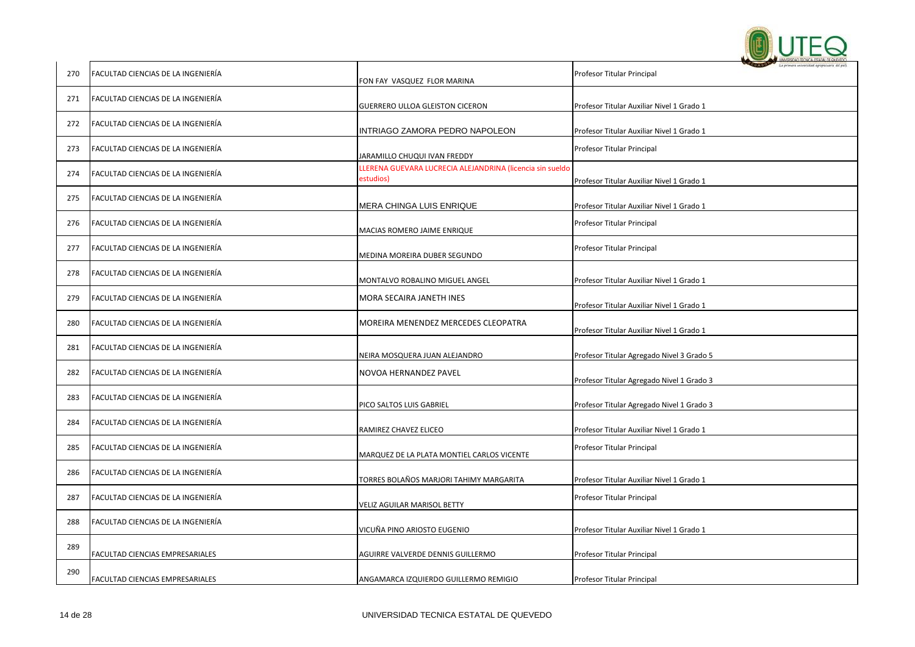| | | | |
|---|---|---|---|
| 270 | FACULTAD CIENCIAS DE LA INGENIERÍA | FON FAY VASQUEZ FLOR MARINA | Profesor Titular Principal |
| 271 | FACULTAD CIENCIAS DE LA INGENIERÍA | GUERRERO ULLOA GLEISTON CICERON | Profesor Titular Auxiliar Nivel 1 Grado 1 |
| 272 | FACULTAD CIENCIAS DE LA INGENIERÍA | INTRIAGO ZAMORA PEDRO NAPOLEON | Profesor Titular Auxiliar Nivel 1 Grado 1 |
| 273 | FACULTAD CIENCIAS DE LA INGENIERÍA | JARAMILLO CHUQUI IVAN FREDDY | Profesor Titular Principal |
| 274 | FACULTAD CIENCIAS DE LA INGENIERÍA | LLERENA GUEVARA LUCRECIA ALEJANDRINA (licencia sin sueldo estudios) | Profesor Titular Auxiliar Nivel 1 Grado 1 |
| 275 | FACULTAD CIENCIAS DE LA INGENIERÍA | MERA CHINGA LUIS ENRIQUE | Profesor Titular Auxiliar Nivel 1 Grado 1 |
| 276 | FACULTAD CIENCIAS DE LA INGENIERÍA | MACIAS ROMERO JAIME ENRIQUE | Profesor Titular Principal |
| 277 | FACULTAD CIENCIAS DE LA INGENIERÍA | MEDINA MOREIRA DUBER SEGUNDO | Profesor Titular Principal |
| 278 | FACULTAD CIENCIAS DE LA INGENIERÍA | MONTALVO ROBALINO MIGUEL ANGEL | Profesor Titular Auxiliar Nivel 1 Grado 1 |
| 279 | FACULTAD CIENCIAS DE LA INGENIERÍA | MORA SECAIRA JANETH INES | Profesor Titular Auxiliar Nivel 1 Grado 1 |
| 280 | FACULTAD CIENCIAS DE LA INGENIERÍA | MOREIRA MENENDEZ MERCEDES CLEOPATRA | Profesor Titular Auxiliar Nivel 1 Grado 1 |
| 281 | FACULTAD CIENCIAS DE LA INGENIERÍA | NEIRA MOSQUERA JUAN ALEJANDRO | Profesor Titular Agregado Nivel 3 Grado 5 |
| 282 | FACULTAD CIENCIAS DE LA INGENIERÍA | NOVOA HERNANDEZ PAVEL | Profesor Titular Agregado Nivel 1 Grado 3 |
| 283 | FACULTAD CIENCIAS DE LA INGENIERÍA | PICO SALTOS LUIS GABRIEL | Profesor Titular Agregado Nivel 1 Grado 3 |
| 284 | FACULTAD CIENCIAS DE LA INGENIERÍA | RAMIREZ CHAVEZ ELICEO | Profesor Titular Auxiliar Nivel 1 Grado 1 |
| 285 | FACULTAD CIENCIAS DE LA INGENIERÍA | MARQUEZ DE LA PLATA MONTIEL CARLOS VICENTE | Profesor Titular Principal |
| 286 | FACULTAD CIENCIAS DE LA INGENIERÍA | TORRES BOLAÑOS MARJORI TAHIMY MARGARITA | Profesor Titular Auxiliar Nivel 1 Grado 1 |
| 287 | FACULTAD CIENCIAS DE LA INGENIERÍA | VELIZ AGUILAR MARISOL BETTY | Profesor Titular Principal |
| 288 | FACULTAD CIENCIAS DE LA INGENIERÍA | VICUÑA PINO ARIOSTO EUGENIO | Profesor Titular Auxiliar Nivel 1 Grado 1 |
| 289 | FACULTAD CIENCIAS EMPRESARIALES | AGUIRRE VALVERDE DENNIS GUILLERMO | Profesor Titular Principal |
| 290 | FACULTAD CIENCIAS EMPRESARIALES | ANGAMARCA IZQUIERDO GUILLERMO REMIGIO | Profesor Titular Principal |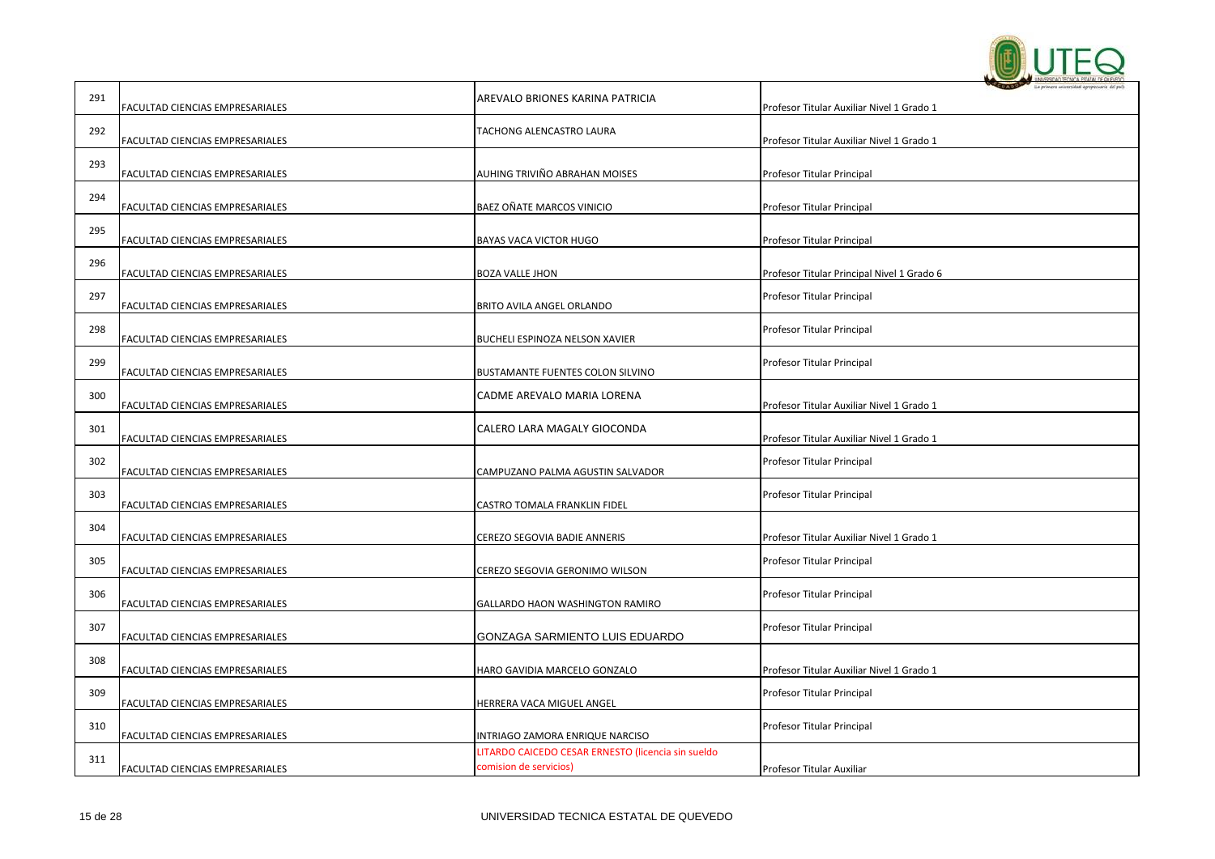| | | | |
|---|---|---|---|
| 291 | FACULTAD CIENCIAS EMPRESARIALES | AREVALO BRIONES KARINA PATRICIA | Profesor Titular Auxiliar Nivel 1 Grado 1 |
| 292 | FACULTAD CIENCIAS EMPRESARIALES | TACHONG ALENCASTRO LAURA | Profesor Titular Auxiliar Nivel 1 Grado 1 |
| 293 | FACULTAD CIENCIAS EMPRESARIALES | AUHING TRIVIÑO ABRAHAN MOISES | Profesor Titular Principal |
| 294 | FACULTAD CIENCIAS EMPRESARIALES | BAEZ OÑATE MARCOS VINICIO | Profesor Titular Principal |
| 295 | FACULTAD CIENCIAS EMPRESARIALES | BAYAS VACA VICTOR HUGO | Profesor Titular Principal |
| 296 | FACULTAD CIENCIAS EMPRESARIALES | BOZA VALLE JHON | Profesor Titular Principal Nivel 1 Grado 6 |
| 297 | FACULTAD CIENCIAS EMPRESARIALES | BRITO AVILA ANGEL ORLANDO | Profesor Titular Principal |
| 298 | FACULTAD CIENCIAS EMPRESARIALES | BUCHELI ESPINOZA NELSON XAVIER | Profesor Titular Principal |
| 299 | FACULTAD CIENCIAS EMPRESARIALES | BUSTAMANTE FUENTES COLON SILVINO | Profesor Titular Principal |
| 300 | FACULTAD CIENCIAS EMPRESARIALES | CADME AREVALO MARIA LORENA | Profesor Titular Auxiliar Nivel 1 Grado 1 |
| 301 | FACULTAD CIENCIAS EMPRESARIALES | CALERO LARA MAGALY GIOCONDA | Profesor Titular Auxiliar Nivel 1 Grado 1 |
| 302 | FACULTAD CIENCIAS EMPRESARIALES | CAMPUZANO PALMA AGUSTIN SALVADOR | Profesor Titular Principal |
| 303 | FACULTAD CIENCIAS EMPRESARIALES | CASTRO TOMALA FRANKLIN FIDEL | Profesor Titular Principal |
| 304 | FACULTAD CIENCIAS EMPRESARIALES | CEREZO SEGOVIA BADIE ANNERIS | Profesor Titular Auxiliar Nivel 1 Grado 1 |
| 305 | FACULTAD CIENCIAS EMPRESARIALES | CEREZO SEGOVIA GERONIMO WILSON | Profesor Titular Principal |
| 306 | FACULTAD CIENCIAS EMPRESARIALES | GALLARDO HAON WASHINGTON RAMIRO | Profesor Titular Principal |
| 307 | FACULTAD CIENCIAS EMPRESARIALES | GONZAGA SARMIENTO LUIS EDUARDO | Profesor Titular Principal |
| 308 | FACULTAD CIENCIAS EMPRESARIALES | HARO GAVIDIA MARCELO GONZALO | Profesor Titular Auxiliar Nivel 1 Grado 1 |
| 309 | FACULTAD CIENCIAS EMPRESARIALES | HERRERA VACA MIGUEL ANGEL | Profesor Titular Principal |
| 310 | FACULTAD CIENCIAS EMPRESARIALES | INTRIAGO ZAMORA ENRIQUE NARCISO | Profesor Titular Principal |
| 311 | FACULTAD CIENCIAS EMPRESARIALES | LITARDO CAICEDO CESAR ERNESTO (licencia sin sueldo comision de servicios) | Profesor Titular Auxiliar |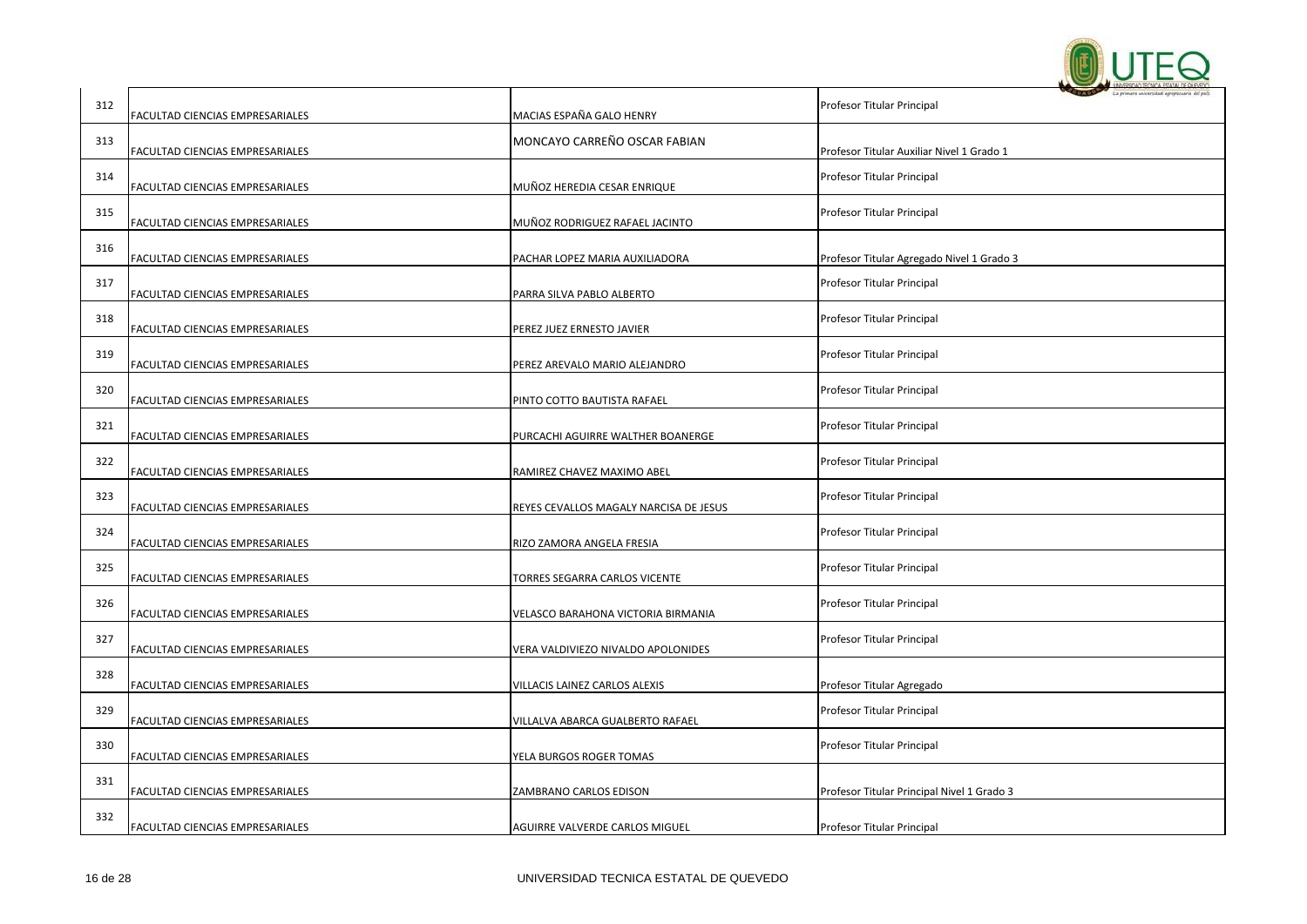| | | | |
|---|---|---|---|
| 312 | FACULTAD CIENCIAS EMPRESARIALES | MACIAS ESPAÑA GALO HENRY | Profesor Titular Principal |
| 313 | FACULTAD CIENCIAS EMPRESARIALES | MONCAYO CARREÑO OSCAR FABIAN | Profesor Titular Auxiliar Nivel 1 Grado 1 |
| 314 | FACULTAD CIENCIAS EMPRESARIALES | MUÑOZ HEREDIA CESAR ENRIQUE | Profesor Titular Principal |
| 315 | FACULTAD CIENCIAS EMPRESARIALES | MUÑOZ RODRIGUEZ RAFAEL JACINTO | Profesor Titular Principal |
| 316 | FACULTAD CIENCIAS EMPRESARIALES | PACHAR LOPEZ MARIA AUXILIADORA | Profesor Titular Agregado Nivel 1 Grado 3 |
| 317 | FACULTAD CIENCIAS EMPRESARIALES | PARRA SILVA PABLO ALBERTO | Profesor Titular Principal |
| 318 | FACULTAD CIENCIAS EMPRESARIALES | PEREZ JUEZ ERNESTO JAVIER | Profesor Titular Principal |
| 319 | FACULTAD CIENCIAS EMPRESARIALES | PEREZ AREVALO MARIO ALEJANDRO | Profesor Titular Principal |
| 320 | FACULTAD CIENCIAS EMPRESARIALES | PINTO COTTO BAUTISTA RAFAEL | Profesor Titular Principal |
| 321 | FACULTAD CIENCIAS EMPRESARIALES | PURCACHI AGUIRRE WALTHER BOANERGE | Profesor Titular Principal |
| 322 | FACULTAD CIENCIAS EMPRESARIALES | RAMIREZ CHAVEZ MAXIMO ABEL | Profesor Titular Principal |
| 323 | FACULTAD CIENCIAS EMPRESARIALES | REYES CEVALLOS MAGALY NARCISA DE JESUS | Profesor Titular Principal |
| 324 | FACULTAD CIENCIAS EMPRESARIALES | RIZO ZAMORA ANGELA FRESIA | Profesor Titular Principal |
| 325 | FACULTAD CIENCIAS EMPRESARIALES | TORRES SEGARRA CARLOS VICENTE | Profesor Titular Principal |
| 326 | FACULTAD CIENCIAS EMPRESARIALES | VELASCO BARAHONA VICTORIA BIRMANIA | Profesor Titular Principal |
| 327 | FACULTAD CIENCIAS EMPRESARIALES | VERA VALDIVIEZO NIVALDO APOLONIDES | Profesor Titular Principal |
| 328 | FACULTAD CIENCIAS EMPRESARIALES | VILLACIS LAINEZ CARLOS ALEXIS | Profesor Titular Agregado |
| 329 | FACULTAD CIENCIAS EMPRESARIALES | VILLALVA ABARCA GUALBERTO RAFAEL | Profesor Titular Principal |
| 330 | FACULTAD CIENCIAS EMPRESARIALES | YELA BURGOS ROGER TOMAS | Profesor Titular Principal |
| 331 | FACULTAD CIENCIAS EMPRESARIALES | ZAMBRANO CARLOS EDISON | Profesor Titular Principal Nivel 1 Grado 3 |
| 332 | FACULTAD CIENCIAS EMPRESARIALES | AGUIRRE VALVERDE CARLOS MIGUEL | Profesor Titular Principal |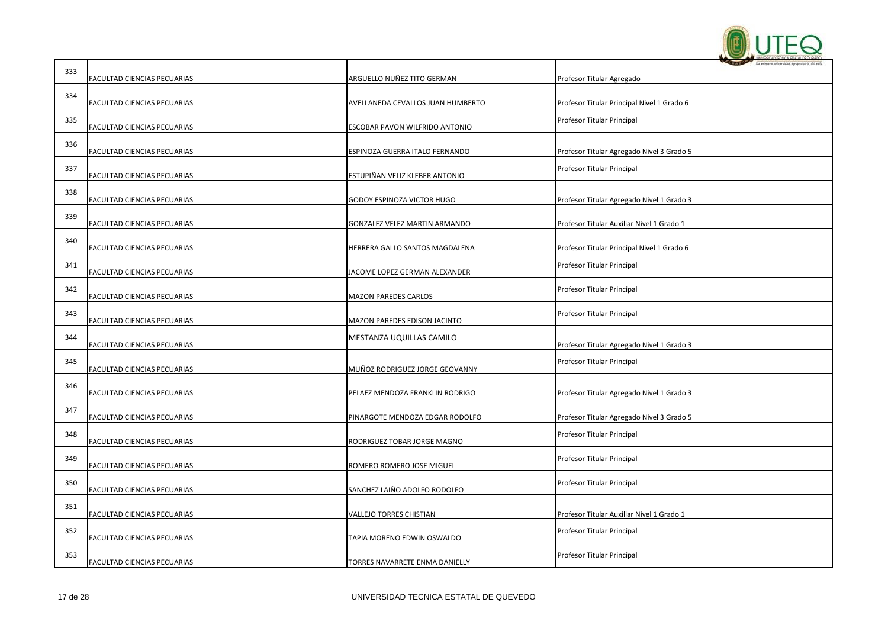| 333 | FACULTAD CIENCIAS PECUARIAS | ARGUELLO NUÑEZ TITO GERMAN | Profesor Titular Agregado |
|---|---|---|---|
| 334 | FACULTAD CIENCIAS PECUARIAS | AVELLANEDA CEVALLOS JUAN HUMBERTO | Profesor Titular Principal Nivel 1 Grado 6 |
| 335 | FACULTAD CIENCIAS PECUARIAS | ESCOBAR PAVON WILFRIDO ANTONIO | Profesor Titular Principal |
| 336 | FACULTAD CIENCIAS PECUARIAS | ESPINOZA GUERRA ITALO FERNANDO | Profesor Titular Agregado Nivel 3 Grado 5 |
| 337 | FACULTAD CIENCIAS PECUARIAS | ESTUPIÑAN VELIZ KLEBER ANTONIO | Profesor Titular Principal |
| 338 | FACULTAD CIENCIAS PECUARIAS | GODOY ESPINOZA VICTOR HUGO | Profesor Titular Agregado Nivel 1 Grado 3 |
| 339 | FACULTAD CIENCIAS PECUARIAS | GONZALEZ VELEZ MARTIN ARMANDO | Profesor Titular Auxiliar Nivel 1 Grado 1 |
| 340 | FACULTAD CIENCIAS PECUARIAS | HERRERA GALLO SANTOS MAGDALENA | Profesor Titular Principal Nivel 1 Grado 6 |
| 341 | FACULTAD CIENCIAS PECUARIAS | JACOME LOPEZ GERMAN ALEXANDER | Profesor Titular Principal |
| 342 | FACULTAD CIENCIAS PECUARIAS | MAZON PAREDES CARLOS | Profesor Titular Principal |
| 343 | FACULTAD CIENCIAS PECUARIAS | MAZON PAREDES EDISON JACINTO | Profesor Titular Principal |
| 344 | FACULTAD CIENCIAS PECUARIAS | MESTANZA UQUILLAS CAMILO | Profesor Titular Agregado Nivel 1 Grado 3 |
| 345 | FACULTAD CIENCIAS PECUARIAS | MUÑOZ RODRIGUEZ JORGE GEOVANNY | Profesor Titular Principal |
| 346 | FACULTAD CIENCIAS PECUARIAS | PELAEZ MENDOZA FRANKLIN RODRIGO | Profesor Titular Agregado Nivel 1 Grado 3 |
| 347 | FACULTAD CIENCIAS PECUARIAS | PINARGOTE MENDOZA EDGAR RODOLFO | Profesor Titular Agregado Nivel 3 Grado 5 |
| 348 | FACULTAD CIENCIAS PECUARIAS | RODRIGUEZ TOBAR JORGE MAGNO | Profesor Titular Principal |
| 349 | FACULTAD CIENCIAS PECUARIAS | ROMERO ROMERO JOSE MIGUEL | Profesor Titular Principal |
| 350 | FACULTAD CIENCIAS PECUARIAS | SANCHEZ LAIÑO ADOLFO RODOLFO | Profesor Titular Principal |
| 351 | FACULTAD CIENCIAS PECUARIAS | VALLEJO TORRES CHISTIAN | Profesor Titular Auxiliar Nivel 1 Grado 1 |
| 352 | FACULTAD CIENCIAS PECUARIAS | TAPIA MORENO EDWIN OSWALDO | Profesor Titular Principal |
| 353 | FACULTAD CIENCIAS PECUARIAS | TORRES NAVARRETE ENMA DANIELLY | Profesor Titular Principal |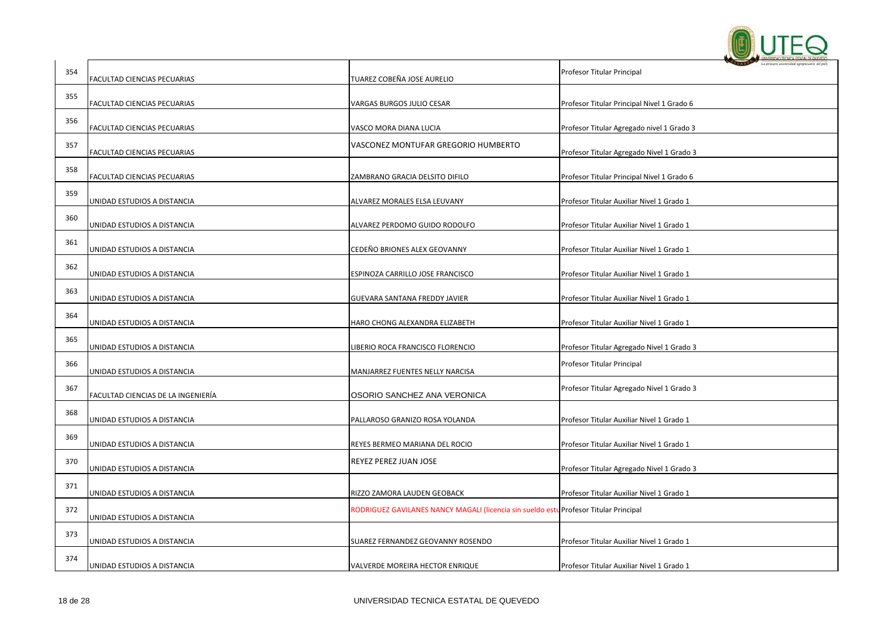| | | | |
|---|---|---|---|
| 354 | FACULTAD CIENCIAS PECUARIAS | TUAREZ COBEÑA JOSE AURELIO | Profesor Titular Principal |
| 355 | FACULTAD CIENCIAS PECUARIAS | VARGAS BURGOS JULIO CESAR | Profesor Titular Principal Nivel 1 Grado 6 |
| 356 | FACULTAD CIENCIAS PECUARIAS | VASCO MORA DIANA LUCIA | Profesor Titular Agregado nivel 1 Grado 3 |
| 357 | FACULTAD CIENCIAS PECUARIAS | VASCONEZ MONTUFAR GREGORIO HUMBERTO | Profesor Titular Agregado Nivel 1 Grado 3 |
| 358 | FACULTAD CIENCIAS PECUARIAS | ZAMBRANO GRACIA DELSITO DIFILO | Profesor Titular Principal Nivel 1 Grado 6 |
| 359 | UNIDAD ESTUDIOS A DISTANCIA | ALVAREZ MORALES ELSA LEUVANY | Profesor Titular Auxiliar Nivel 1 Grado 1 |
| 360 | UNIDAD ESTUDIOS A DISTANCIA | ALVAREZ PERDOMO GUIDO RODOLFO | Profesor Titular Auxiliar Nivel 1 Grado 1 |
| 361 | UNIDAD ESTUDIOS A DISTANCIA | CEDEÑO BRIONES ALEX GEOVANNY | Profesor Titular Auxiliar Nivel 1 Grado 1 |
| 362 | UNIDAD ESTUDIOS A DISTANCIA | ESPINOZA CARRILLO JOSE FRANCISCO | Profesor Titular Auxiliar Nivel 1 Grado 1 |
| 363 | UNIDAD ESTUDIOS A DISTANCIA | GUEVARA SANTANA FREDDY JAVIER | Profesor Titular Auxiliar Nivel 1 Grado 1 |
| 364 | UNIDAD ESTUDIOS A DISTANCIA | HARO CHONG ALEXANDRA ELIZABETH | Profesor Titular Auxiliar Nivel 1 Grado 1 |
| 365 | UNIDAD ESTUDIOS A DISTANCIA | LIBERIO ROCA FRANCISCO FLORENCIO | Profesor Titular Agregado Nivel 1 Grado 3 |
| 366 | UNIDAD ESTUDIOS A DISTANCIA | MANJARREZ FUENTES NELLY NARCISA | Profesor Titular Principal |
| 367 | FACULTAD CIENCIAS DE LA INGENIERÍA | OSORIO SANCHEZ ANA VERONICA | Profesor Titular Agregado Nivel 1 Grado 3 |
| 368 | UNIDAD ESTUDIOS A DISTANCIA | PALLAROSO GRANIZO ROSA YOLANDA | Profesor Titular Auxiliar Nivel 1 Grado 1 |
| 369 | UNIDAD ESTUDIOS A DISTANCIA | REYES BERMEO MARIANA DEL ROCIO | Profesor Titular Auxiliar Nivel 1 Grado 1 |
| 370 | UNIDAD ESTUDIOS A DISTANCIA | REYEZ PEREZ JUAN JOSE | Profesor Titular Agregado Nivel 1 Grado 3 |
| 371 | UNIDAD ESTUDIOS A DISTANCIA | RIZZO ZAMORA LAUDEN GEOBACK | Profesor Titular Auxiliar Nivel 1 Grado 1 |
| 372 | UNIDAD ESTUDIOS A DISTANCIA | RODRIGUEZ GAVILANES NANCY MAGALI (licencia sin sueldo estu | Profesor Titular Principal |
| 373 | UNIDAD ESTUDIOS A DISTANCIA | SUAREZ FERNANDEZ GEOVANNY ROSENDO | Profesor Titular Auxiliar Nivel 1 Grado 1 |
| 374 | UNIDAD ESTUDIOS A DISTANCIA | VALVERDE MOREIRA HECTOR ENRIQUE | Profesor Titular Auxiliar Nivel 1 Grado 1 |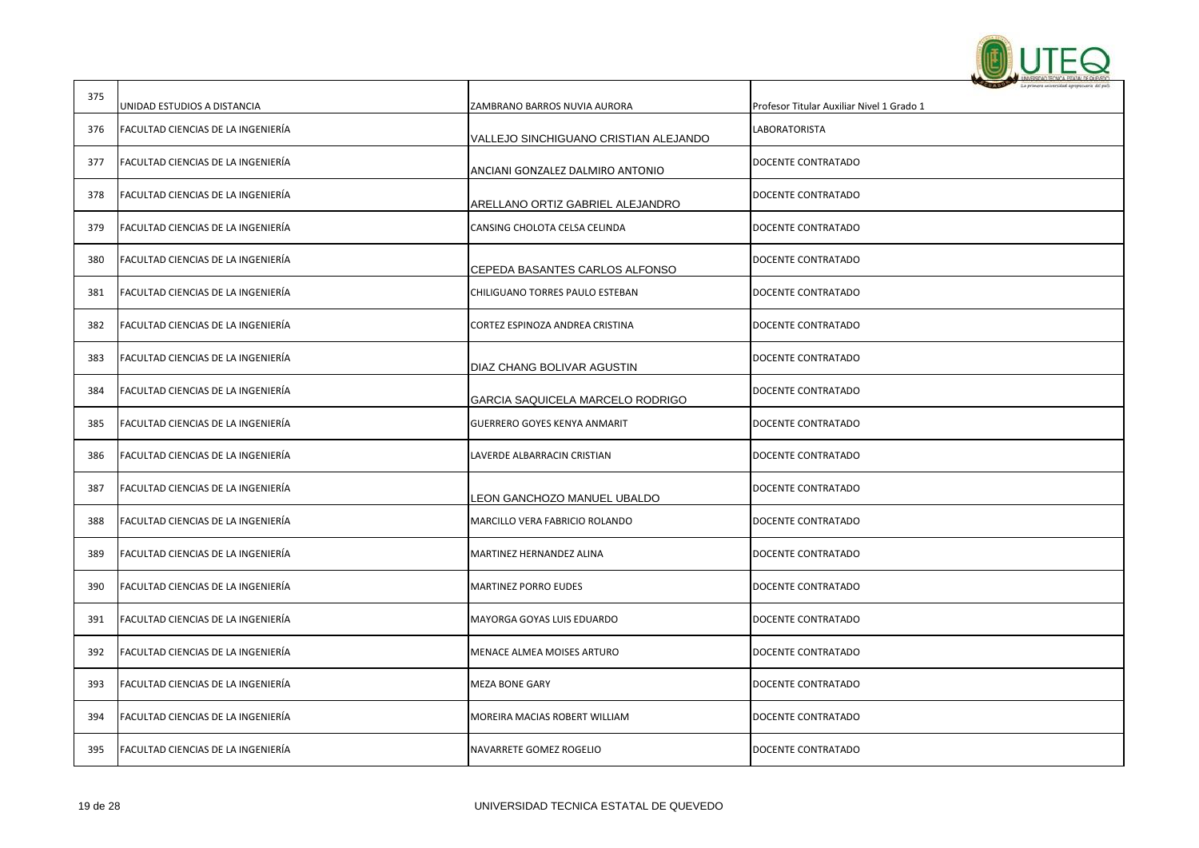| 375 | UNIDAD ESTUDIOS A DISTANCIA | ZAMBRANO BARROS NUVIA AURORA | Profesor Titular Auxiliar Nivel 1 Grado 1 |
|---|---|---|---|
| 376 | FACULTAD CIENCIAS DE LA INGENIERÍA | VALLEJO SINCHIGUANO CRISTIAN ALEJANDO | LABORATORISTA |
| 377 | FACULTAD CIENCIAS DE LA INGENIERÍA | ANCIANI GONZALEZ DALMIRO ANTONIO | DOCENTE CONTRATADO |
| 378 | FACULTAD CIENCIAS DE LA INGENIERÍA | ARELLANO ORTIZ GABRIEL ALEJANDRO | DOCENTE CONTRATADO |
| 379 | FACULTAD CIENCIAS DE LA INGENIERÍA | CANSING CHOLOTA CELSA CELINDA | DOCENTE CONTRATADO |
| 380 | FACULTAD CIENCIAS DE LA INGENIERÍA | CEPEDA BASANTES CARLOS ALFONSO | DOCENTE CONTRATADO |
| 381 | FACULTAD CIENCIAS DE LA INGENIERÍA | CHILIGUANO TORRES PAULO ESTEBAN | DOCENTE CONTRATADO |
| 382 | FACULTAD CIENCIAS DE LA INGENIERÍA | CORTEZ ESPINOZA ANDREA CRISTINA | DOCENTE CONTRATADO |
| 383 | FACULTAD CIENCIAS DE LA INGENIERÍA | DIAZ CHANG BOLIVAR AGUSTIN | DOCENTE CONTRATADO |
| 384 | FACULTAD CIENCIAS DE LA INGENIERÍA | GARCIA SAQUICELA MARCELO RODRIGO | DOCENTE CONTRATADO |
| 385 | FACULTAD CIENCIAS DE LA INGENIERÍA | GUERRERO GOYES KENYA ANMARIT | DOCENTE CONTRATADO |
| 386 | FACULTAD CIENCIAS DE LA INGENIERÍA | LAVERDE ALBARRACIN CRISTIAN | DOCENTE CONTRATADO |
| 387 | FACULTAD CIENCIAS DE LA INGENIERÍA | LEON GANCHOZO MANUEL UBALDO | DOCENTE CONTRATADO |
| 388 | FACULTAD CIENCIAS DE LA INGENIERÍA | MARCILLO VERA FABRICIO ROLANDO | DOCENTE CONTRATADO |
| 389 | FACULTAD CIENCIAS DE LA INGENIERÍA | MARTINEZ HERNANDEZ ALINA | DOCENTE CONTRATADO |
| 390 | FACULTAD CIENCIAS DE LA INGENIERÍA | MARTINEZ PORRO EUDES | DOCENTE CONTRATADO |
| 391 | FACULTAD CIENCIAS DE LA INGENIERÍA | MAYORGA GOYAS LUIS EDUARDO | DOCENTE CONTRATADO |
| 392 | FACULTAD CIENCIAS DE LA INGENIERÍA | MENACE ALMEA MOISES ARTURO | DOCENTE CONTRATADO |
| 393 | FACULTAD CIENCIAS DE LA INGENIERÍA | MEZA BONE GARY | DOCENTE CONTRATADO |
| 394 | FACULTAD CIENCIAS DE LA INGENIERÍA | MOREIRA MACIAS ROBERT WILLIAM | DOCENTE CONTRATADO |
| 395 | FACULTAD CIENCIAS DE LA INGENIERÍA | NAVARRETE GOMEZ ROGELIO | DOCENTE CONTRATADO |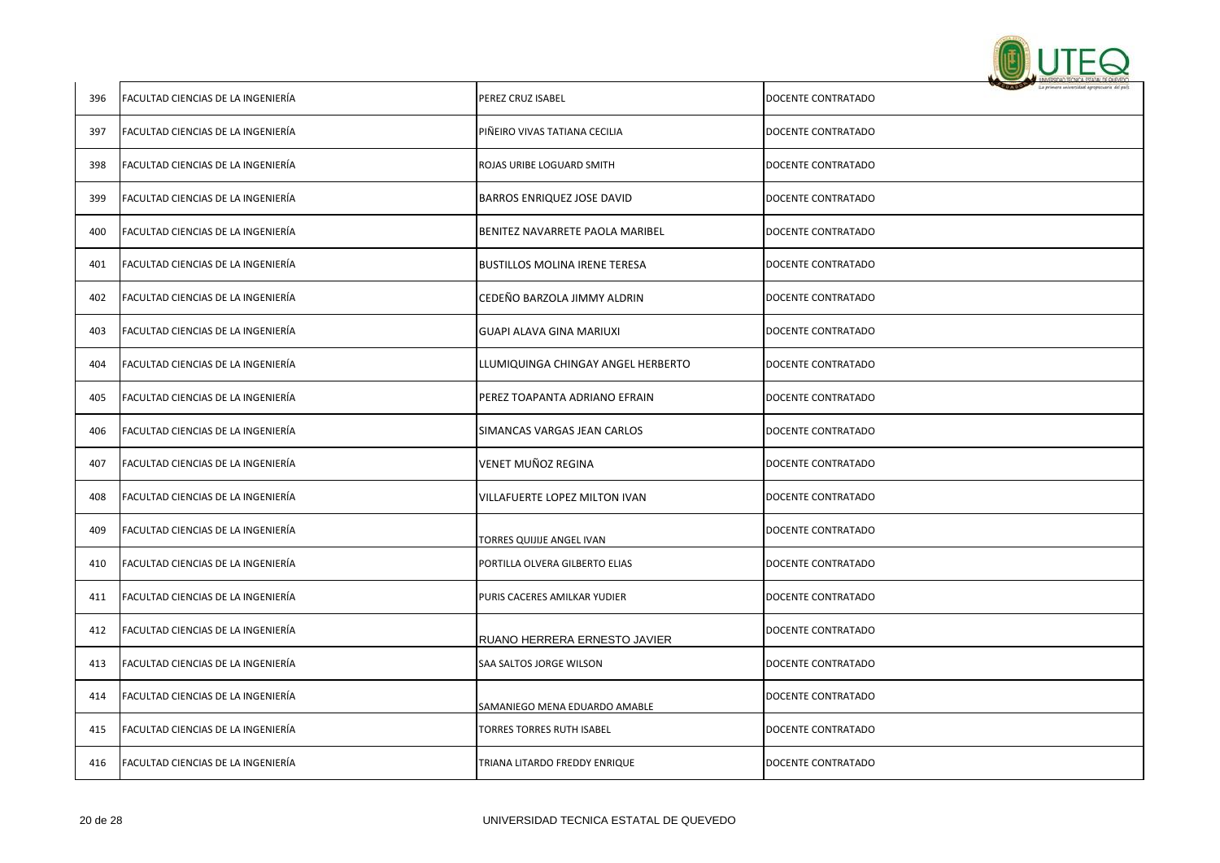| 396 | FACULTAD CIENCIAS DE LA INGENIERÍA | PEREZ CRUZ ISABEL | DOCENTE CONTRATADO |
|---|---|---|---|
| 397 | FACULTAD CIENCIAS DE LA INGENIERÍA | PIÑEIRO VIVAS TATIANA CECILIA | DOCENTE CONTRATADO |
| 398 | FACULTAD CIENCIAS DE LA INGENIERÍA | ROJAS URIBE LOGUARD SMITH | DOCENTE CONTRATADO |
| 399 | FACULTAD CIENCIAS DE LA INGENIERÍA | BARROS ENRIQUEZ JOSE DAVID | DOCENTE CONTRATADO |
| 400 | FACULTAD CIENCIAS DE LA INGENIERÍA | BENITEZ NAVARRETE PAOLA MARIBEL | DOCENTE CONTRATADO |
| 401 | FACULTAD CIENCIAS DE LA INGENIERÍA | BUSTILLOS MOLINA IRENE TERESA | DOCENTE CONTRATADO |
| 402 | FACULTAD CIENCIAS DE LA INGENIERÍA | CEDEÑO BARZOLA JIMMY ALDRIN | DOCENTE CONTRATADO |
| 403 | FACULTAD CIENCIAS DE LA INGENIERÍA | GUAPI ALAVA GINA MARIUXI | DOCENTE CONTRATADO |
| 404 | FACULTAD CIENCIAS DE LA INGENIERÍA | LLUMIQUINGA CHINGAY ANGEL HERBERTO | DOCENTE CONTRATADO |
| 405 | FACULTAD CIENCIAS DE LA INGENIERÍA | PEREZ TOAPANTA ADRIANO EFRAIN | DOCENTE CONTRATADO |
| 406 | FACULTAD CIENCIAS DE LA INGENIERÍA | SIMANCAS VARGAS JEAN CARLOS | DOCENTE CONTRATADO |
| 407 | FACULTAD CIENCIAS DE LA INGENIERÍA | VENET MUÑOZ REGINA | DOCENTE CONTRATADO |
| 408 | FACULTAD CIENCIAS DE LA INGENIERÍA | VILLAFUERTE LOPEZ MILTON IVAN | DOCENTE CONTRATADO |
| 409 | FACULTAD CIENCIAS DE LA INGENIERÍA | TORRES QUIJIJE ANGEL IVAN | DOCENTE CONTRATADO |
| 410 | FACULTAD CIENCIAS DE LA INGENIERÍA | PORTILLA OLVERA GILBERTO ELIAS | DOCENTE CONTRATADO |
| 411 | FACULTAD CIENCIAS DE LA INGENIERÍA | PURIS CACERES AMILKAR YUDIER | DOCENTE CONTRATADO |
| 412 | FACULTAD CIENCIAS DE LA INGENIERÍA | RUANO HERRERA ERNESTO JAVIER | DOCENTE CONTRATADO |
| 413 | FACULTAD CIENCIAS DE LA INGENIERÍA | SAA SALTOS JORGE WILSON | DOCENTE CONTRATADO |
| 414 | FACULTAD CIENCIAS DE LA INGENIERÍA | SAMANIEGO MENA EDUARDO AMABLE | DOCENTE CONTRATADO |
| 415 | FACULTAD CIENCIAS DE LA INGENIERÍA | TORRES TORRES RUTH ISABEL | DOCENTE CONTRATADO |
| 416 | FACULTAD CIENCIAS DE LA INGENIERÍA | TRIANA LITARDO FREDDY ENRIQUE | DOCENTE CONTRATADO |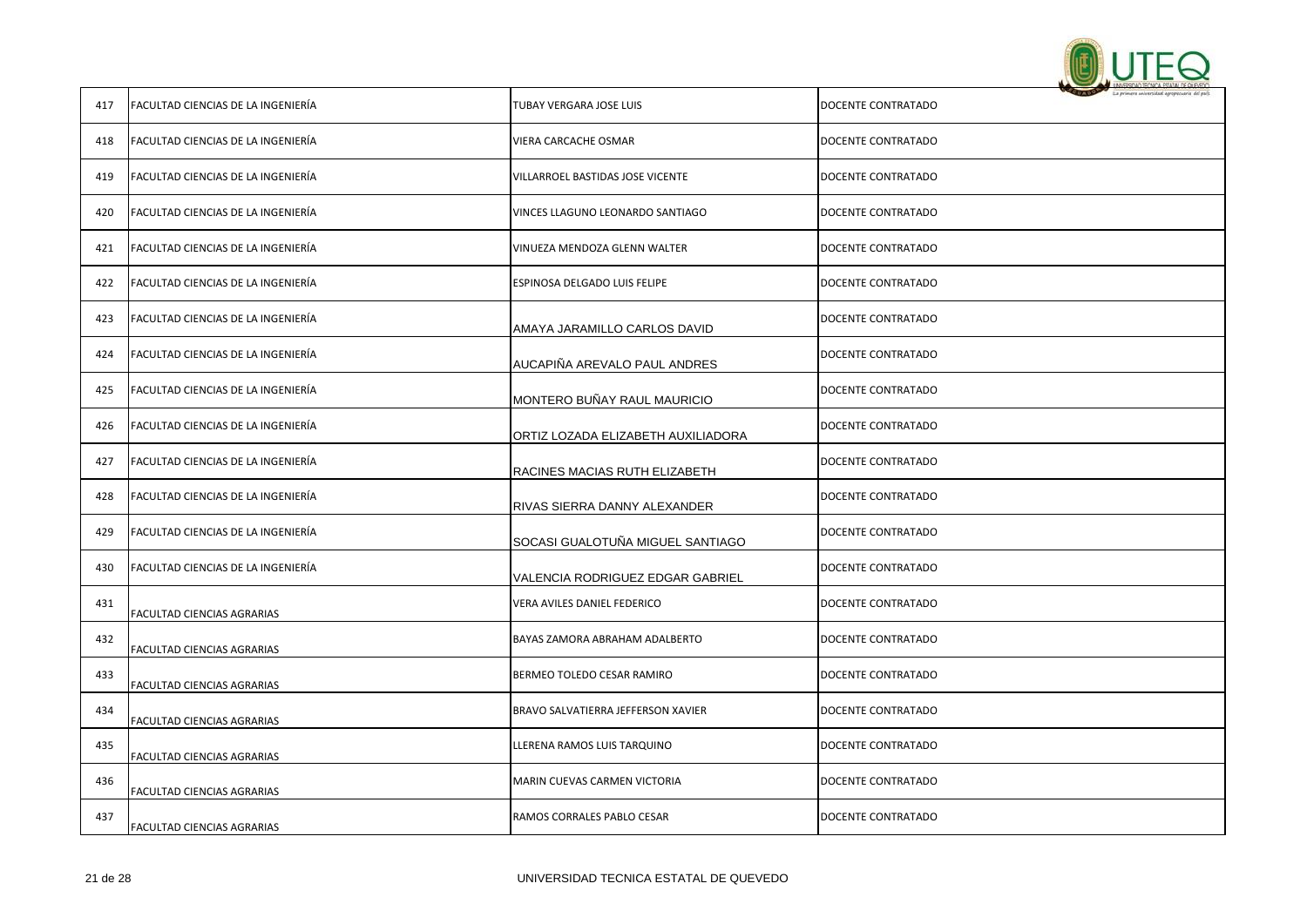| | | | |
|---|---|---|---|
| 417 | FACULTAD CIENCIAS DE LA INGENIERÍA | TUBAY VERGARA JOSE LUIS | DOCENTE CONTRATADO |
| 418 | FACULTAD CIENCIAS DE LA INGENIERÍA | VIERA CARCACHE OSMAR | DOCENTE CONTRATADO |
| 419 | FACULTAD CIENCIAS DE LA INGENIERÍA | VILLARROEL BASTIDAS JOSE VICENTE | DOCENTE CONTRATADO |
| 420 | FACULTAD CIENCIAS DE LA INGENIERÍA | VINCES LLAGUNO LEONARDO SANTIAGO | DOCENTE CONTRATADO |
| 421 | FACULTAD CIENCIAS DE LA INGENIERÍA | VINUEZA MENDOZA GLENN WALTER | DOCENTE CONTRATADO |
| 422 | FACULTAD CIENCIAS DE LA INGENIERÍA | ESPINOSA DELGADO LUIS FELIPE | DOCENTE CONTRATADO |
| 423 | FACULTAD CIENCIAS DE LA INGENIERÍA | AMAYA JARAMILLO CARLOS DAVID | DOCENTE CONTRATADO |
| 424 | FACULTAD CIENCIAS DE LA INGENIERÍA | AUCAPIÑA AREVALO PAUL ANDRES | DOCENTE CONTRATADO |
| 425 | FACULTAD CIENCIAS DE LA INGENIERÍA | MONTERO BUÑAY RAUL MAURICIO | DOCENTE CONTRATADO |
| 426 | FACULTAD CIENCIAS DE LA INGENIERÍA | ORTIZ LOZADA ELIZABETH AUXILIADORA | DOCENTE CONTRATADO |
| 427 | FACULTAD CIENCIAS DE LA INGENIERÍA | RACINES MACIAS RUTH ELIZABETH | DOCENTE CONTRATADO |
| 428 | FACULTAD CIENCIAS DE LA INGENIERÍA | RIVAS SIERRA DANNY ALEXANDER | DOCENTE CONTRATADO |
| 429 | FACULTAD CIENCIAS DE LA INGENIERÍA | SOCASI GUALOTUÑA MIGUEL SANTIAGO | DOCENTE CONTRATADO |
| 430 | FACULTAD CIENCIAS DE LA INGENIERÍA | VALENCIA RODRIGUEZ EDGAR GABRIEL | DOCENTE CONTRATADO |
| 431 | FACULTAD CIENCIAS AGRARIAS | VERA AVILES DANIEL FEDERICO | DOCENTE CONTRATADO |
| 432 | FACULTAD CIENCIAS AGRARIAS | BAYAS ZAMORA ABRAHAM ADALBERTO | DOCENTE CONTRATADO |
| 433 | FACULTAD CIENCIAS AGRARIAS | BERMEO TOLEDO CESAR RAMIRO | DOCENTE CONTRATADO |
| 434 | FACULTAD CIENCIAS AGRARIAS | BRAVO SALVATIERRA JEFFERSON XAVIER | DOCENTE CONTRATADO |
| 435 | FACULTAD CIENCIAS AGRARIAS | LLERENA RAMOS LUIS TARQUINO | DOCENTE CONTRATADO |
| 436 | FACULTAD CIENCIAS AGRARIAS | MARIN CUEVAS CARMEN VICTORIA | DOCENTE CONTRATADO |
| 437 | FACULTAD CIENCIAS AGRARIAS | RAMOS CORRALES PABLO CESAR | DOCENTE CONTRATADO |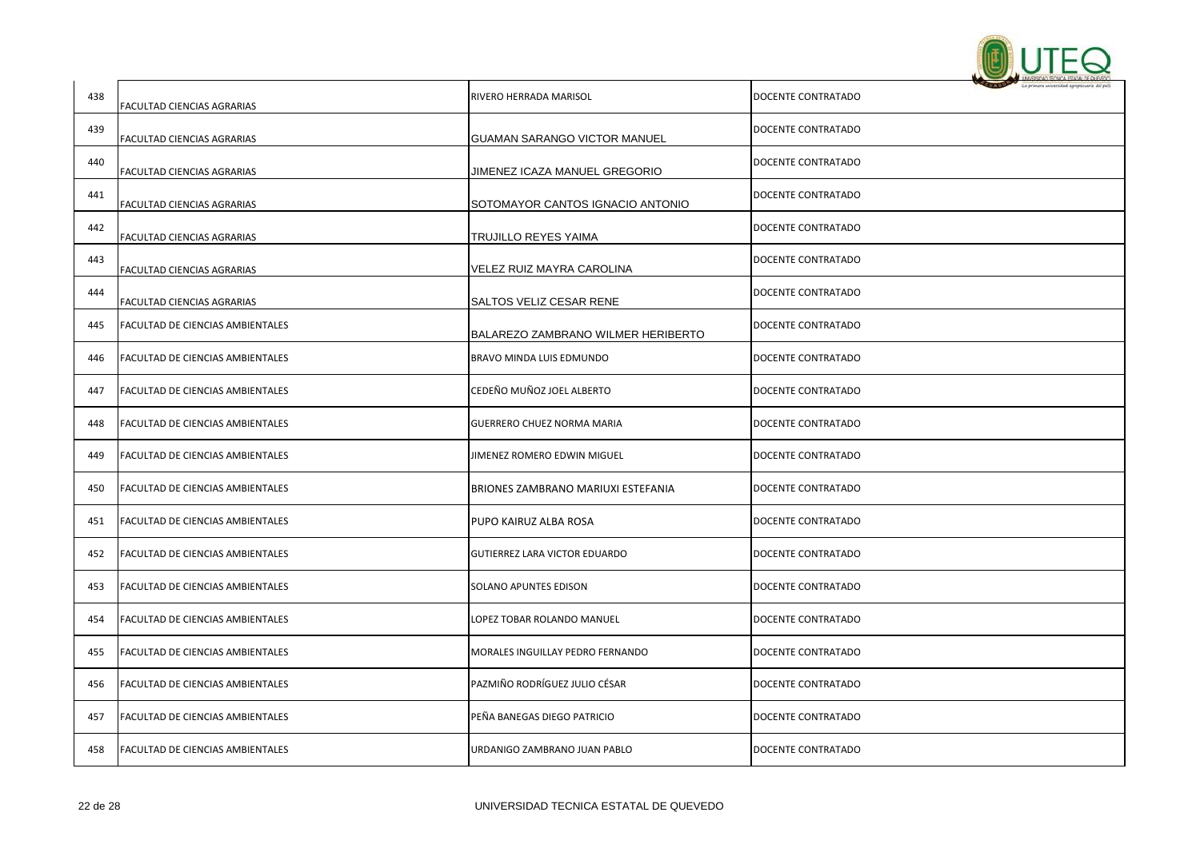| | | | |
|---|---|---|---|
| 438 | FACULTAD CIENCIAS AGRARIAS | RIVERO HERRADA MARISOL | DOCENTE CONTRATADO |
| 439 | FACULTAD CIENCIAS AGRARIAS | GUAMAN SARANGO VICTOR MANUEL | DOCENTE CONTRATADO |
| 440 | FACULTAD CIENCIAS AGRARIAS | JIMENEZ ICAZA MANUEL GREGORIO | DOCENTE CONTRATADO |
| 441 | FACULTAD CIENCIAS AGRARIAS | SOTOMAYOR CANTOS IGNACIO ANTONIO | DOCENTE CONTRATADO |
| 442 | FACULTAD CIENCIAS AGRARIAS | TRUJILLO REYES YAIMA | DOCENTE CONTRATADO |
| 443 | FACULTAD CIENCIAS AGRARIAS | VELEZ RUIZ MAYRA CAROLINA | DOCENTE CONTRATADO |
| 444 | FACULTAD CIENCIAS AGRARIAS | SALTOS VELIZ CESAR RENE | DOCENTE CONTRATADO |
| 445 | FACULTAD DE CIENCIAS AMBIENTALES | BALAREZO ZAMBRANO WILMER HERIBERTO | DOCENTE CONTRATADO |
| 446 | FACULTAD DE CIENCIAS AMBIENTALES | BRAVO MINDA LUIS EDMUNDO | DOCENTE CONTRATADO |
| 447 | FACULTAD DE CIENCIAS AMBIENTALES | CEDEÑO MUÑOZ JOEL ALBERTO | DOCENTE CONTRATADO |
| 448 | FACULTAD DE CIENCIAS AMBIENTALES | GUERRERO CHUEZ NORMA MARIA | DOCENTE CONTRATADO |
| 449 | FACULTAD DE CIENCIAS AMBIENTALES | JIMENEZ ROMERO EDWIN MIGUEL | DOCENTE CONTRATADO |
| 450 | FACULTAD DE CIENCIAS AMBIENTALES | BRIONES ZAMBRANO MARIUXI ESTEFANIA | DOCENTE CONTRATADO |
| 451 | FACULTAD DE CIENCIAS AMBIENTALES | PUPO KAIRUZ ALBA ROSA | DOCENTE CONTRATADO |
| 452 | FACULTAD DE CIENCIAS AMBIENTALES | GUTIERREZ LARA VICTOR EDUARDO | DOCENTE CONTRATADO |
| 453 | FACULTAD DE CIENCIAS AMBIENTALES | SOLANO APUNTES EDISON | DOCENTE CONTRATADO |
| 454 | FACULTAD DE CIENCIAS AMBIENTALES | LOPEZ TOBAR ROLANDO MANUEL | DOCENTE CONTRATADO |
| 455 | FACULTAD DE CIENCIAS AMBIENTALES | MORALES INGUILLAY PEDRO FERNANDO | DOCENTE CONTRATADO |
| 456 | FACULTAD DE CIENCIAS AMBIENTALES | PAZMIÑO RODRÍGUEZ JULIO CÉSAR | DOCENTE CONTRATADO |
| 457 | FACULTAD DE CIENCIAS AMBIENTALES | PEÑA BANEGAS DIEGO PATRICIO | DOCENTE CONTRATADO |
| 458 | FACULTAD DE CIENCIAS AMBIENTALES | URDANIGO ZAMBRANO JUAN PABLO | DOCENTE CONTRATADO |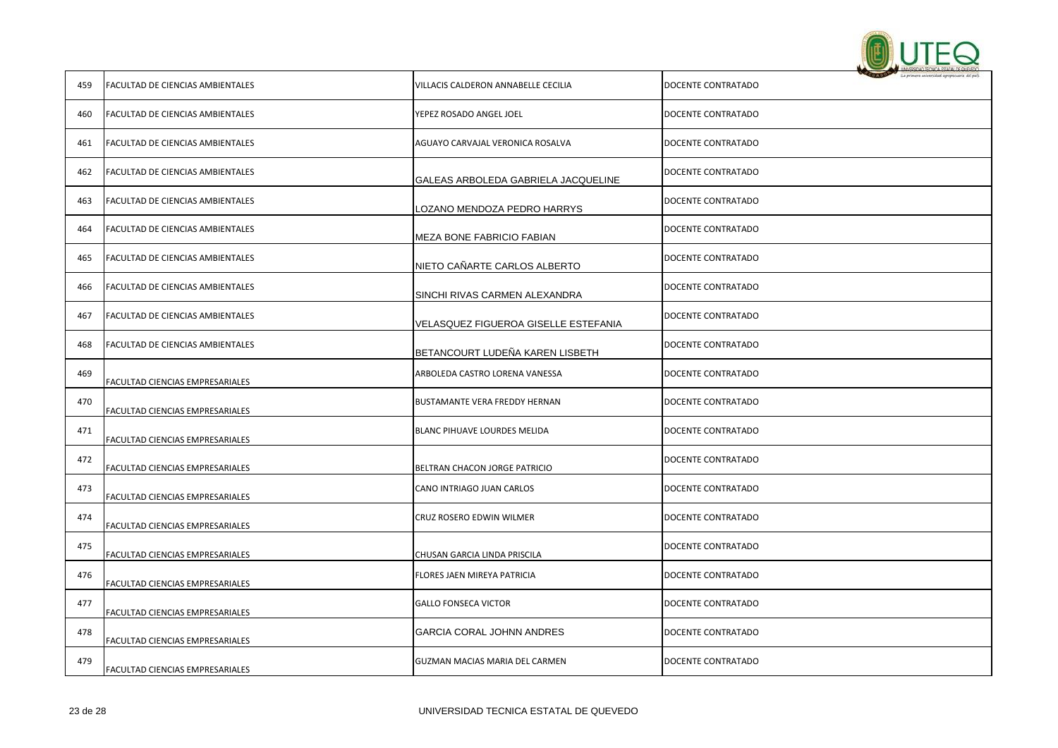| | | | |
|---|---|---|---|
| 459 | FACULTAD DE CIENCIAS AMBIENTALES | VILLACIS CALDERON ANNABELLE CECILIA | DOCENTE CONTRATADO |
| 460 | FACULTAD DE CIENCIAS AMBIENTALES | YEPEZ ROSADO ANGEL JOEL | DOCENTE CONTRATADO |
| 461 | FACULTAD DE CIENCIAS AMBIENTALES | AGUAYO CARVAJAL VERONICA ROSALVA | DOCENTE CONTRATADO |
| 462 | FACULTAD DE CIENCIAS AMBIENTALES | GALEAS ARBOLEDA GABRIELA JACQUELINE | DOCENTE CONTRATADO |
| 463 | FACULTAD DE CIENCIAS AMBIENTALES | LOZANO MENDOZA PEDRO HARRYS | DOCENTE CONTRATADO |
| 464 | FACULTAD DE CIENCIAS AMBIENTALES | MEZA BONE FABRICIO FABIAN | DOCENTE CONTRATADO |
| 465 | FACULTAD DE CIENCIAS AMBIENTALES | NIETO CAÑARTE CARLOS ALBERTO | DOCENTE CONTRATADO |
| 466 | FACULTAD DE CIENCIAS AMBIENTALES | SINCHI RIVAS CARMEN ALEXANDRA | DOCENTE CONTRATADO |
| 467 | FACULTAD DE CIENCIAS AMBIENTALES | VELASQUEZ FIGUEROA GISELLE ESTEFANIA | DOCENTE CONTRATADO |
| 468 | FACULTAD DE CIENCIAS AMBIENTALES | BETANCOURT LUDEÑA KAREN LISBETH | DOCENTE CONTRATADO |
| 469 | FACULTAD CIENCIAS EMPRESARIALES | ARBOLEDA CASTRO LORENA VANESSA | DOCENTE CONTRATADO |
| 470 | FACULTAD CIENCIAS EMPRESARIALES | BUSTAMANTE VERA FREDDY HERNAN | DOCENTE CONTRATADO |
| 471 | FACULTAD CIENCIAS EMPRESARIALES | BLANC PIHUAVE LOURDES MELIDA | DOCENTE CONTRATADO |
| 472 | FACULTAD CIENCIAS EMPRESARIALES | BELTRAN CHACON JORGE PATRICIO | DOCENTE CONTRATADO |
| 473 | FACULTAD CIENCIAS EMPRESARIALES | CANO INTRIAGO JUAN CARLOS | DOCENTE CONTRATADO |
| 474 | FACULTAD CIENCIAS EMPRESARIALES | CRUZ ROSERO EDWIN WILMER | DOCENTE CONTRATADO |
| 475 | FACULTAD CIENCIAS EMPRESARIALES | CHUSAN GARCIA LINDA PRISCILA | DOCENTE CONTRATADO |
| 476 | FACULTAD CIENCIAS EMPRESARIALES | FLORES JAEN MIREYA PATRICIA | DOCENTE CONTRATADO |
| 477 | FACULTAD CIENCIAS EMPRESARIALES | GALLO FONSECA VICTOR | DOCENTE CONTRATADO |
| 478 | FACULTAD CIENCIAS EMPRESARIALES | GARCIA CORAL JOHNN ANDRES | DOCENTE CONTRATADO |
| 479 | FACULTAD CIENCIAS EMPRESARIALES | GUZMAN MACIAS MARIA DEL CARMEN | DOCENTE CONTRATADO |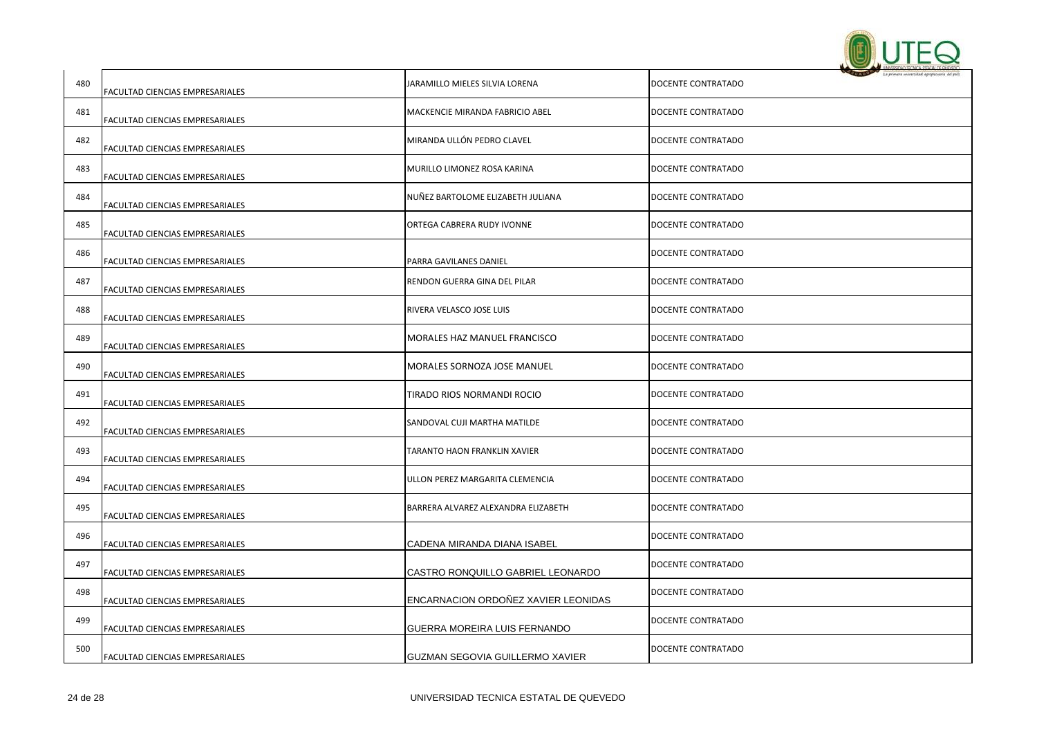| | | | |
|---|---|---|---|
| 480 | FACULTAD CIENCIAS EMPRESARIALES | JARAMILLO MIELES SILVIA LORENA | DOCENTE CONTRATADO |
| 481 | FACULTAD CIENCIAS EMPRESARIALES | MACKENCIE MIRANDA FABRICIO ABEL | DOCENTE CONTRATADO |
| 482 | FACULTAD CIENCIAS EMPRESARIALES | MIRANDA ULLÓN PEDRO CLAVEL | DOCENTE CONTRATADO |
| 483 | FACULTAD CIENCIAS EMPRESARIALES | MURILLO LIMONEZ ROSA KARINA | DOCENTE CONTRATADO |
| 484 | FACULTAD CIENCIAS EMPRESARIALES | NUÑEZ BARTOLOME ELIZABETH JULIANA | DOCENTE CONTRATADO |
| 485 | FACULTAD CIENCIAS EMPRESARIALES | ORTEGA CABRERA RUDY IVONNE | DOCENTE CONTRATADO |
| 486 | FACULTAD CIENCIAS EMPRESARIALES | PARRA GAVILANES DANIEL | DOCENTE CONTRATADO |
| 487 | FACULTAD CIENCIAS EMPRESARIALES | RENDON GUERRA GINA DEL PILAR | DOCENTE CONTRATADO |
| 488 | FACULTAD CIENCIAS EMPRESARIALES | RIVERA VELASCO JOSE LUIS | DOCENTE CONTRATADO |
| 489 | FACULTAD CIENCIAS EMPRESARIALES | MORALES HAZ MANUEL FRANCISCO | DOCENTE CONTRATADO |
| 490 | FACULTAD CIENCIAS EMPRESARIALES | MORALES SORNOZA JOSE MANUEL | DOCENTE CONTRATADO |
| 491 | FACULTAD CIENCIAS EMPRESARIALES | TIRADO RIOS NORMANDI ROCIO | DOCENTE CONTRATADO |
| 492 | FACULTAD CIENCIAS EMPRESARIALES | SANDOVAL CUJI MARTHA MATILDE | DOCENTE CONTRATADO |
| 493 | FACULTAD CIENCIAS EMPRESARIALES | TARANTO HAON FRANKLIN XAVIER | DOCENTE CONTRATADO |
| 494 | FACULTAD CIENCIAS EMPRESARIALES | ULLON PEREZ MARGARITA CLEMENCIA | DOCENTE CONTRATADO |
| 495 | FACULTAD CIENCIAS EMPRESARIALES | BARRERA ALVAREZ ALEXANDRA ELIZABETH | DOCENTE CONTRATADO |
| 496 | FACULTAD CIENCIAS EMPRESARIALES | CADENA MIRANDA DIANA ISABEL | DOCENTE CONTRATADO |
| 497 | FACULTAD CIENCIAS EMPRESARIALES | CASTRO RONQUILLO GABRIEL LEONARDO | DOCENTE CONTRATADO |
| 498 | FACULTAD CIENCIAS EMPRESARIALES | ENCARNACION ORDOÑEZ XAVIER LEONIDAS | DOCENTE CONTRATADO |
| 499 | FACULTAD CIENCIAS EMPRESARIALES | GUERRA MOREIRA LUIS FERNANDO | DOCENTE CONTRATADO |
| 500 | FACULTAD CIENCIAS EMPRESARIALES | GUZMAN SEGOVIA GUILLERMO XAVIER | DOCENTE CONTRATADO |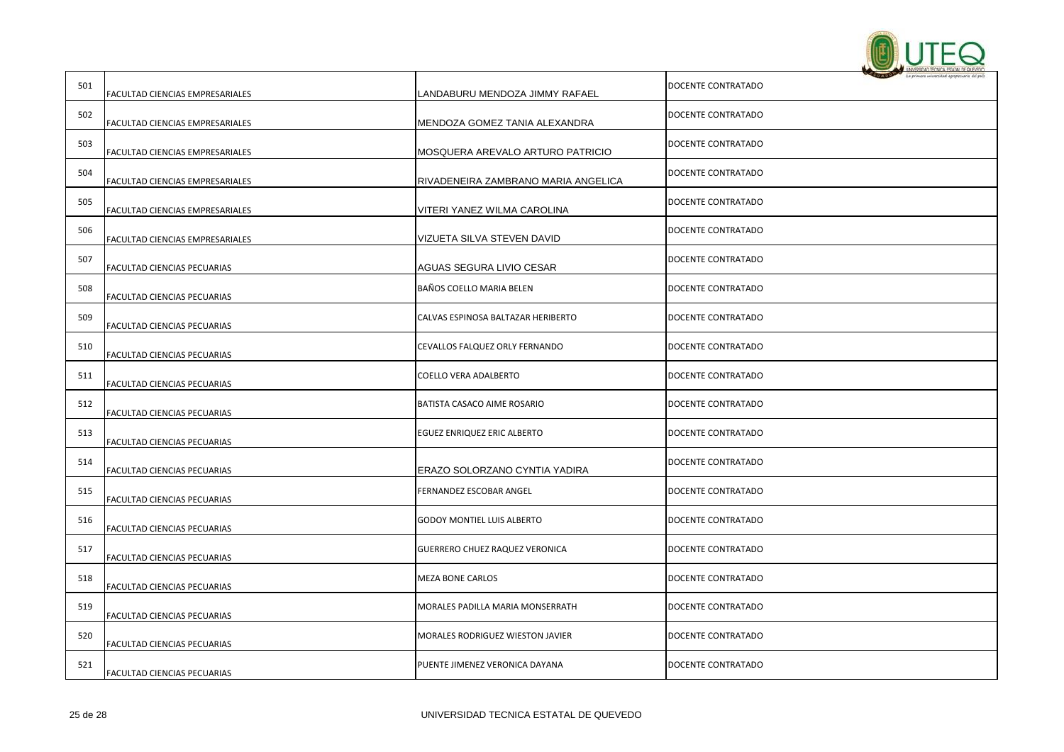| | | | |
|---|---|---|---|
| 501 | FACULTAD CIENCIAS EMPRESARIALES | LANDABURU MENDOZA JIMMY RAFAEL | DOCENTE CONTRATADO |
| 502 | FACULTAD CIENCIAS EMPRESARIALES | MENDOZA GOMEZ TANIA ALEXANDRA | DOCENTE CONTRATADO |
| 503 | FACULTAD CIENCIAS EMPRESARIALES | MOSQUERA AREVALO ARTURO PATRICIO | DOCENTE CONTRATADO |
| 504 | FACULTAD CIENCIAS EMPRESARIALES | RIVADENEIRA ZAMBRANO MARIA ANGELICA | DOCENTE CONTRATADO |
| 505 | FACULTAD CIENCIAS EMPRESARIALES | VITERI YANEZ WILMA CAROLINA | DOCENTE CONTRATADO |
| 506 | FACULTAD CIENCIAS EMPRESARIALES | VIZUETA SILVA STEVEN DAVID | DOCENTE CONTRATADO |
| 507 | FACULTAD CIENCIAS PECUARIAS | AGUAS SEGURA LIVIO CESAR | DOCENTE CONTRATADO |
| 508 | FACULTAD CIENCIAS PECUARIAS | BAÑOS COELLO MARIA BELEN | DOCENTE CONTRATADO |
| 509 | FACULTAD CIENCIAS PECUARIAS | CALVAS ESPINOSA BALTAZAR HERIBERTO | DOCENTE CONTRATADO |
| 510 | FACULTAD CIENCIAS PECUARIAS | CEVALLOS FALQUEZ ORLY FERNANDO | DOCENTE CONTRATADO |
| 511 | FACULTAD CIENCIAS PECUARIAS | COELLO VERA ADALBERTO | DOCENTE CONTRATADO |
| 512 | FACULTAD CIENCIAS PECUARIAS | BATISTA CASACO AIME ROSARIO | DOCENTE CONTRATADO |
| 513 | FACULTAD CIENCIAS PECUARIAS | EGUEZ ENRIQUEZ ERIC ALBERTO | DOCENTE CONTRATADO |
| 514 | FACULTAD CIENCIAS PECUARIAS | ERAZO SOLORZANO CYNTIA YADIRA | DOCENTE CONTRATADO |
| 515 | FACULTAD CIENCIAS PECUARIAS | FERNANDEZ ESCOBAR ANGEL | DOCENTE CONTRATADO |
| 516 | FACULTAD CIENCIAS PECUARIAS | GODOY MONTIEL LUIS ALBERTO | DOCENTE CONTRATADO |
| 517 | FACULTAD CIENCIAS PECUARIAS | GUERRERO CHUEZ RAQUEZ VERONICA | DOCENTE CONTRATADO |
| 518 | FACULTAD CIENCIAS PECUARIAS | MEZA BONE CARLOS | DOCENTE CONTRATADO |
| 519 | FACULTAD CIENCIAS PECUARIAS | MORALES PADILLA MARIA MONSERRATH | DOCENTE CONTRATADO |
| 520 | FACULTAD CIENCIAS PECUARIAS | MORALES RODRIGUEZ WIESTON JAVIER | DOCENTE CONTRATADO |
| 521 | FACULTAD CIENCIAS PECUARIAS | PUENTE JIMENEZ VERONICA DAYANA | DOCENTE CONTRATADO |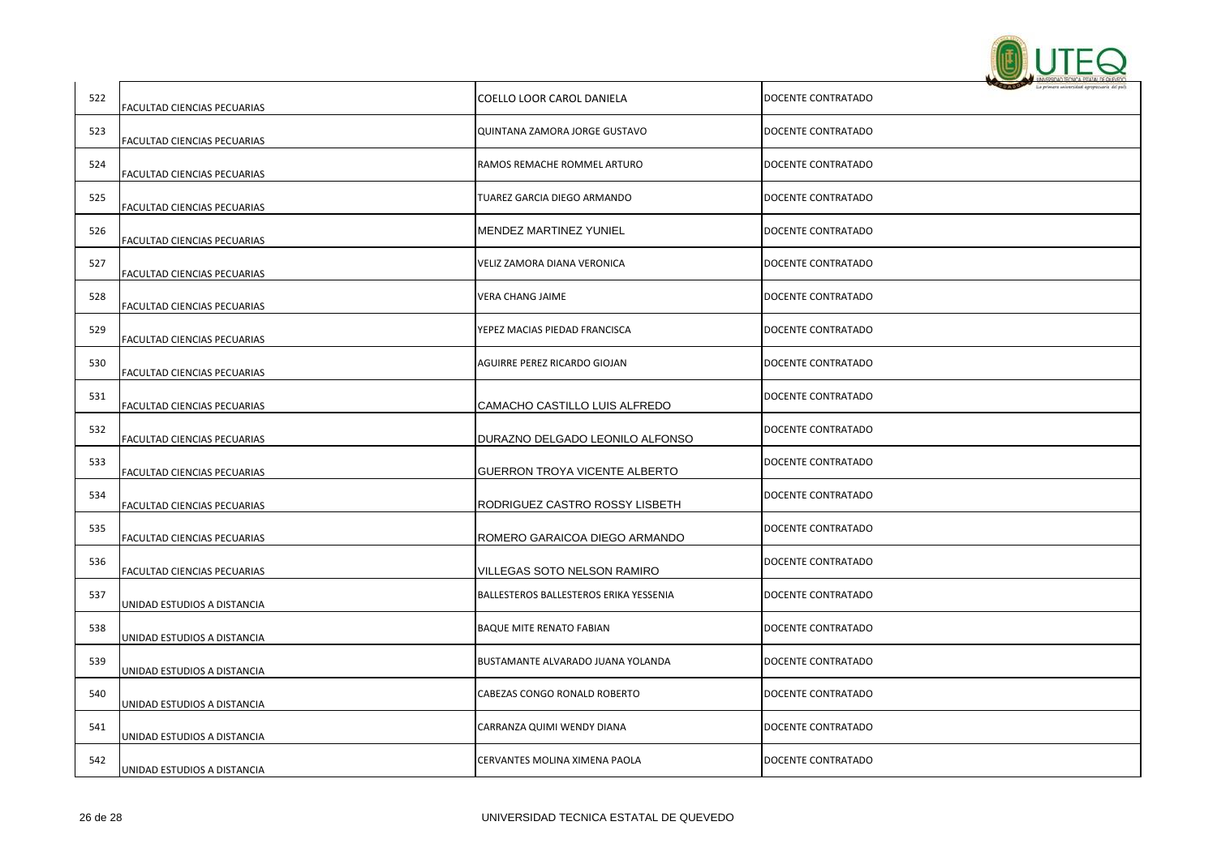| | | | |
|---|---|---|---|
| 522 | FACULTAD CIENCIAS PECUARIAS | COELLO LOOR CAROL DANIELA | DOCENTE CONTRATADO |
| 523 | FACULTAD CIENCIAS PECUARIAS | QUINTANA ZAMORA JORGE GUSTAVO | DOCENTE CONTRATADO |
| 524 | FACULTAD CIENCIAS PECUARIAS | RAMOS REMACHE ROMMEL ARTURO | DOCENTE CONTRATADO |
| 525 | FACULTAD CIENCIAS PECUARIAS | TUAREZ GARCIA DIEGO ARMANDO | DOCENTE CONTRATADO |
| 526 | FACULTAD CIENCIAS PECUARIAS | MENDEZ MARTINEZ YUNIEL | DOCENTE CONTRATADO |
| 527 | FACULTAD CIENCIAS PECUARIAS | VELIZ ZAMORA DIANA VERONICA | DOCENTE CONTRATADO |
| 528 | FACULTAD CIENCIAS PECUARIAS | VERA CHANG JAIME | DOCENTE CONTRATADO |
| 529 | FACULTAD CIENCIAS PECUARIAS | YEPEZ MACIAS PIEDAD FRANCISCA | DOCENTE CONTRATADO |
| 530 | FACULTAD CIENCIAS PECUARIAS | AGUIRRE PEREZ RICARDO GIOJAN | DOCENTE CONTRATADO |
| 531 | FACULTAD CIENCIAS PECUARIAS | CAMACHO CASTILLO LUIS ALFREDO | DOCENTE CONTRATADO |
| 532 | FACULTAD CIENCIAS PECUARIAS | DURAZNO DELGADO LEONILO ALFONSO | DOCENTE CONTRATADO |
| 533 | FACULTAD CIENCIAS PECUARIAS | GUERRON TROYA VICENTE ALBERTO | DOCENTE CONTRATADO |
| 534 | FACULTAD CIENCIAS PECUARIAS | RODRIGUEZ CASTRO ROSSY LISBETH | DOCENTE CONTRATADO |
| 535 | FACULTAD CIENCIAS PECUARIAS | ROMERO GARAICOA DIEGO ARMANDO | DOCENTE CONTRATADO |
| 536 | FACULTAD CIENCIAS PECUARIAS | VILLEGAS SOTO NELSON RAMIRO | DOCENTE CONTRATADO |
| 537 | UNIDAD ESTUDIOS A DISTANCIA | BALLESTEROS BALLESTEROS ERIKA YESSENIA | DOCENTE CONTRATADO |
| 538 | UNIDAD ESTUDIOS A DISTANCIA | BAQUE MITE RENATO FABIAN | DOCENTE CONTRATADO |
| 539 | UNIDAD ESTUDIOS A DISTANCIA | BUSTAMANTE ALVARADO JUANA YOLANDA | DOCENTE CONTRATADO |
| 540 | UNIDAD ESTUDIOS A DISTANCIA | CABEZAS CONGO RONALD ROBERTO | DOCENTE CONTRATADO |
| 541 | UNIDAD ESTUDIOS A DISTANCIA | CARRANZA QUIMI WENDY DIANA | DOCENTE CONTRATADO |
| 542 | UNIDAD ESTUDIOS A DISTANCIA | CERVANTES MOLINA XIMENA PAOLA | DOCENTE CONTRATADO |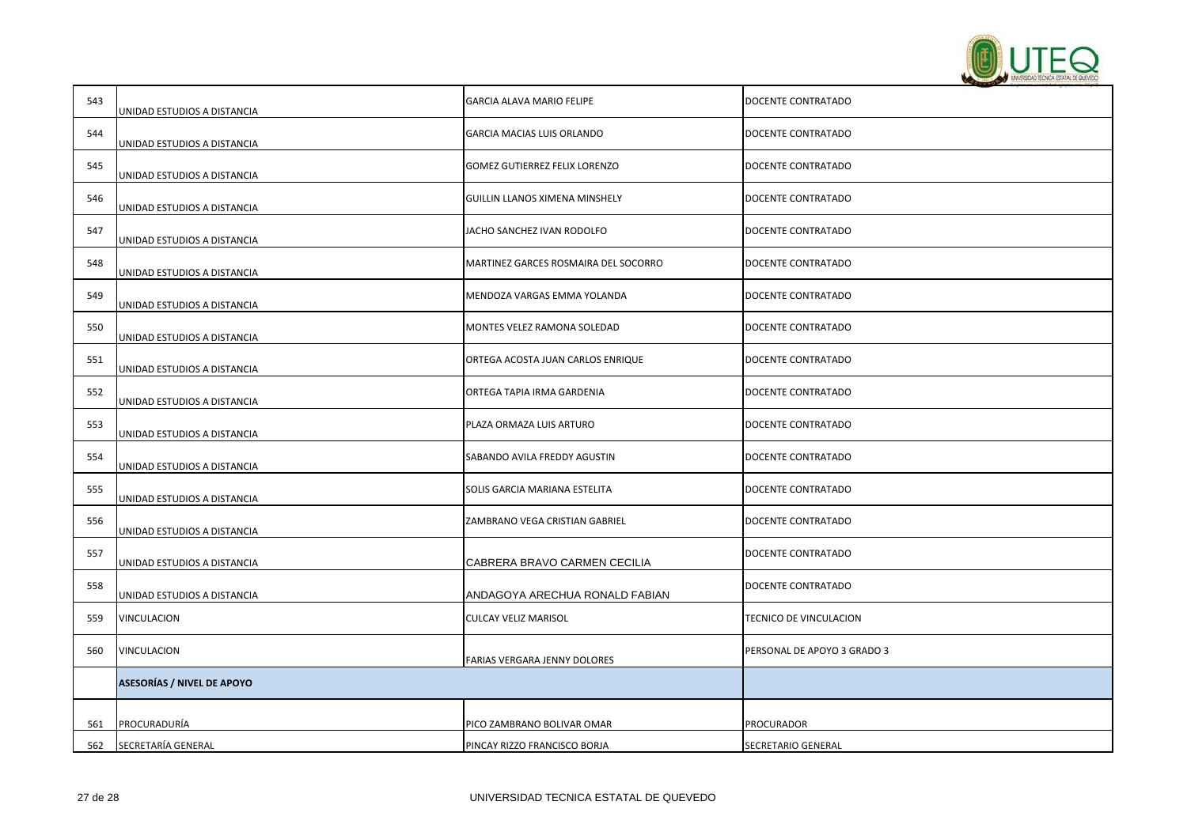| | | | |
|---|---|---|---|
| 543 | UNIDAD ESTUDIOS A DISTANCIA | GARCIA ALAVA MARIO FELIPE | DOCENTE CONTRATADO |
| 544 | UNIDAD ESTUDIOS A DISTANCIA | GARCIA MACIAS LUIS ORLANDO | DOCENTE CONTRATADO |
| 545 | UNIDAD ESTUDIOS A DISTANCIA | GOMEZ GUTIERREZ FELIX LORENZO | DOCENTE CONTRATADO |
| 546 | UNIDAD ESTUDIOS A DISTANCIA | GUILLIN LLANOS XIMENA MINSHELY | DOCENTE CONTRATADO |
| 547 | UNIDAD ESTUDIOS A DISTANCIA | JACHO SANCHEZ IVAN RODOLFO | DOCENTE CONTRATADO |
| 548 | UNIDAD ESTUDIOS A DISTANCIA | MARTINEZ GARCES ROSMAIRA DEL SOCORRO | DOCENTE CONTRATADO |
| 549 | UNIDAD ESTUDIOS A DISTANCIA | MENDOZA VARGAS EMMA YOLANDA | DOCENTE CONTRATADO |
| 550 | UNIDAD ESTUDIOS A DISTANCIA | MONTES VELEZ RAMONA SOLEDAD | DOCENTE CONTRATADO |
| 551 | UNIDAD ESTUDIOS A DISTANCIA | ORTEGA ACOSTA JUAN CARLOS ENRIQUE | DOCENTE CONTRATADO |
| 552 | UNIDAD ESTUDIOS A DISTANCIA | ORTEGA TAPIA IRMA GARDENIA | DOCENTE CONTRATADO |
| 553 | UNIDAD ESTUDIOS A DISTANCIA | PLAZA ORMAZA LUIS ARTURO | DOCENTE CONTRATADO |
| 554 | UNIDAD ESTUDIOS A DISTANCIA | SABANDO AVILA FREDDY AGUSTIN | DOCENTE CONTRATADO |
| 555 | UNIDAD ESTUDIOS A DISTANCIA | SOLIS GARCIA MARIANA ESTELITA | DOCENTE CONTRATADO |
| 556 | UNIDAD ESTUDIOS A DISTANCIA | ZAMBRANO VEGA CRISTIAN GABRIEL | DOCENTE CONTRATADO |
| 557 | UNIDAD ESTUDIOS A DISTANCIA | CABRERA BRAVO CARMEN CECILIA | DOCENTE CONTRATADO |
| 558 | UNIDAD ESTUDIOS A DISTANCIA | ANDAGOYA ARECHUA RONALD FABIAN | DOCENTE CONTRATADO |
| 559 | VINCULACION | CULCAY VELIZ MARISOL | TECNICO DE VINCULACION |
| 560 | VINCULACION | FARIAS VERGARA JENNY DOLORES | PERSONAL DE APOYO 3 GRADO 3 |
| | **ASESORÍAS / NIVEL DE APOYO** | | |
| 561 | PROCURADURÍA | PICO ZAMBRANO BOLIVAR OMAR | PROCURADOR |
| 562 | SECRETARÍA GENERAL | PINCAY RIZZO FRANCISCO BORJA | SECRETARIO GENERAL |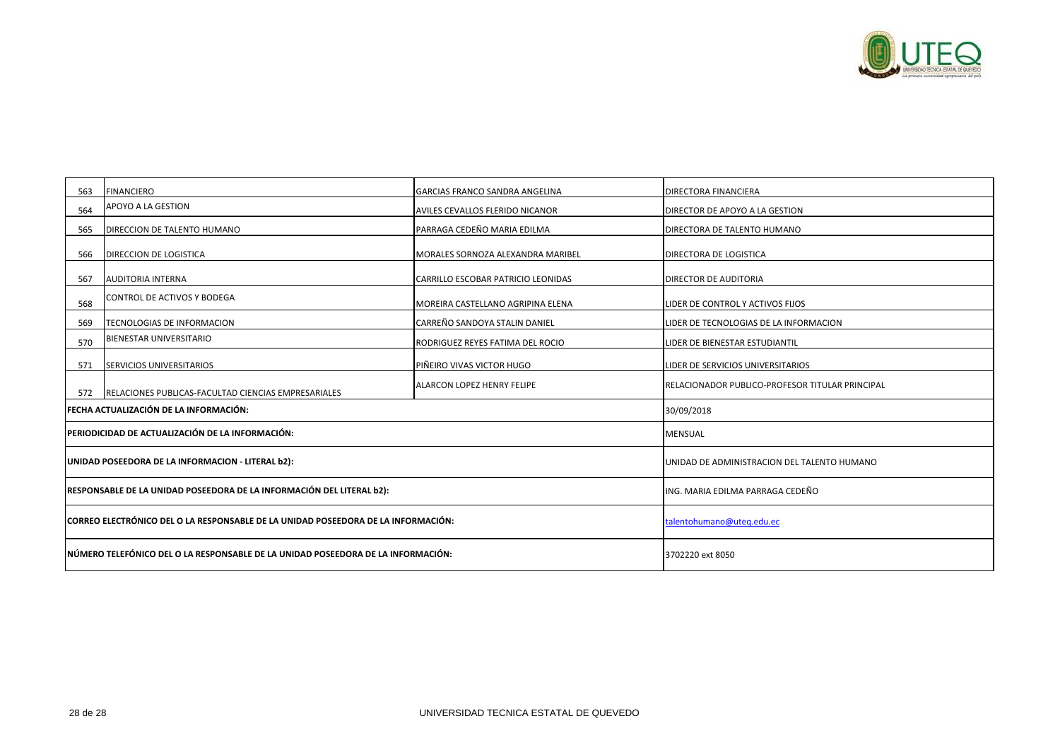| | | | |
|---|---|---|---|
| 563 | FINANCIERO | GARCIAS FRANCO SANDRA ANGELINA | DIRECTORA FINANCIERA |
| 564 | APOYO A LA GESTION | AVILES CEVALLOS FLERIDO NICANOR | DIRECTOR DE APOYO A LA GESTION |
| 565 | DIRECCION DE TALENTO HUMANO | PARRAGA CEDEÑO MARIA EDILMA | DIRECTORA DE TALENTO HUMANO |
| 566 | DIRECCION DE LOGISTICA | MORALES SORNOZA ALEXANDRA MARIBEL | DIRECTORA DE LOGISTICA |
| 567 | AUDITORIA INTERNA | CARRILLO ESCOBAR PATRICIO LEONIDAS | DIRECTOR DE AUDITORIA |
| 568 | CONTROL DE ACTIVOS Y BODEGA | MOREIRA CASTELLANO AGRIPINA ELENA | LIDER DE CONTROL Y ACTIVOS FIJOS |
| 569 | TECNOLOGIAS DE INFORMACION | CARREÑO SANDOYA STALIN DANIEL | LIDER DE TECNOLOGIAS DE LA INFORMACION |
| 570 | BIENESTAR UNIVERSITARIO | RODRIGUEZ REYES FATIMA DEL ROCIO | LIDER DE BIENESTAR ESTUDIANTIL |
| 571 | SERVICIOS UNIVERSITARIOS | PIÑEIRO VIVAS VICTOR HUGO | LIDER DE SERVICIOS UNIVERSITARIOS |
| 572 | RELACIONES PUBLICAS-FACULTAD CIENCIAS EMPRESARIALES | ALARCON LOPEZ HENRY FELIPE | RELACIONADOR PUBLICO-PROFESOR TITULAR PRINCIPAL |
| **FECHA ACTUALIZACIÓN DE LA INFORMACIÓN:** | | | 30/09/2018 |
| **PERIODICIDAD DE ACTUALIZACIÓN DE LA INFORMACIÓN:** | | | MENSUAL |
| **UNIDAD POSEEDORA DE LA INFORMACION - LITERAL b2):** | | | UNIDAD DE ADMINISTRACION DEL TALENTO HUMANO |
| **RESPONSABLE DE LA UNIDAD POSEEDORA DE LA INFORMACIÓN DEL LITERAL b2):** | | | ING. MARIA EDILMA PARRAGA CEDEÑO |
| **CORREO ELECTRÓNICO DEL O LA RESPONSABLE DE LA UNIDAD POSEEDORA DE LA INFORMACIÓN:** | | | talentohumano@uteq.edu.ec |
| **NÚMERO TELEFÓNICO DEL O LA RESPONSABLE DE LA UNIDAD POSEEDORA DE LA INFORMACIÓN:** | | | 3702220 ext 8050 |